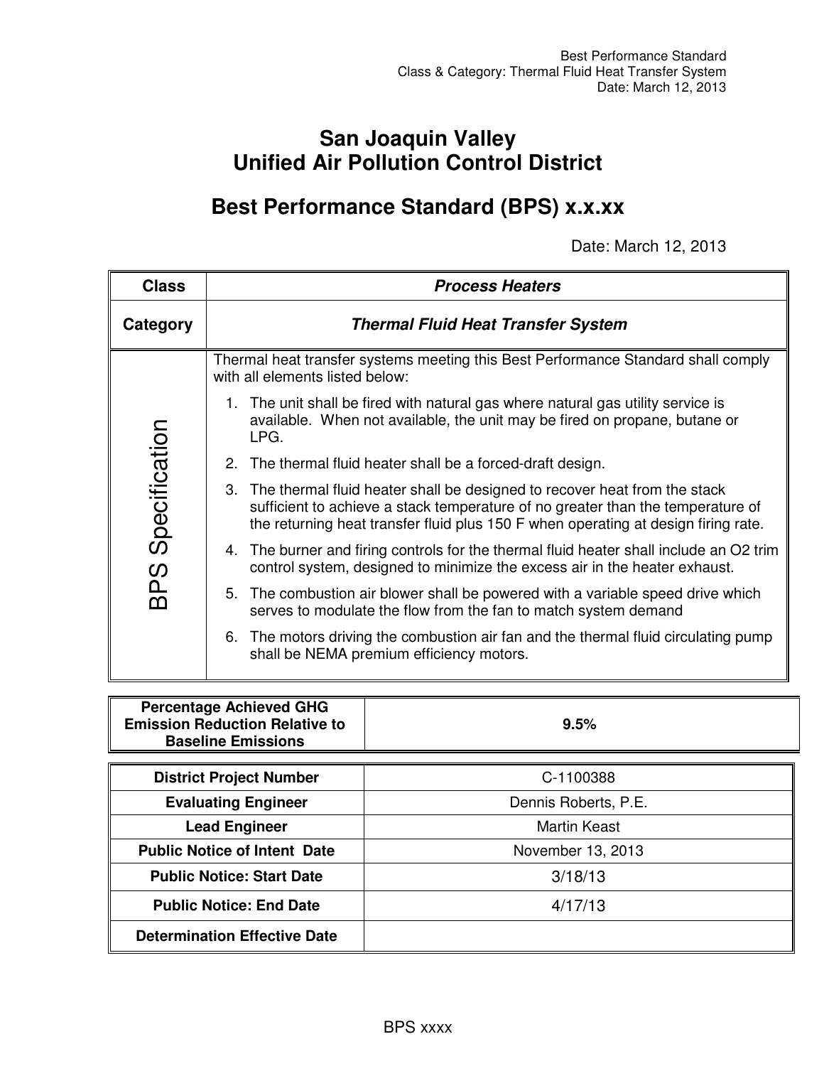# San Joaquin Valley Unified Air Pollution Control District

## Best Performance Standard (BPS) x.x.xx

Date: March 12, 2013

| Class | *Process Heaters* |
| --- | --- |
| Category | *Thermal Fluid Heat Transfer System* |
| BPS Specification | Thermal heat transfer systems meeting this Best Performance Standard shall comply with all elements listed below:<br>1. The unit shall be fired with natural gas where natural gas utility service is available. When not available, the unit may be fired on propane, butane or LPG.<br>2. The thermal fluid heater shall be a forced-draft design.<br>3. The thermal fluid heater shall be designed to recover heat from the stack sufficient to achieve a stack temperature of no greater than the temperature of the returning heat transfer fluid plus 150 F when operating at design firing rate.<br>4. The burner and firing controls for the thermal fluid heater shall include an O2 trim control system, designed to minimize the excess air in the heater exhaust.<br>5. The combustion air blower shall be powered with a variable speed drive which serves to modulate the flow from the fan to match system demand<br>6. The motors driving the combustion air fan and the thermal fluid circulating pump shall be NEMA premium efficiency motors. |

| Percentage Achieved GHG Emission Reduction Relative to Baseline Emissions | 9.5% |
| --- | --- |

| District Project Number | C-1100388 |
| --- | --- |
| Evaluating Engineer | Dennis Roberts, P.E. |
| Lead Engineer | Martin Keast |
| Public Notice of Intent Date | November 13, 2013 |
| Public Notice: Start Date | 3/18/13 |
| Public Notice: End Date | 4/17/13 |
| Determination Effective Date | |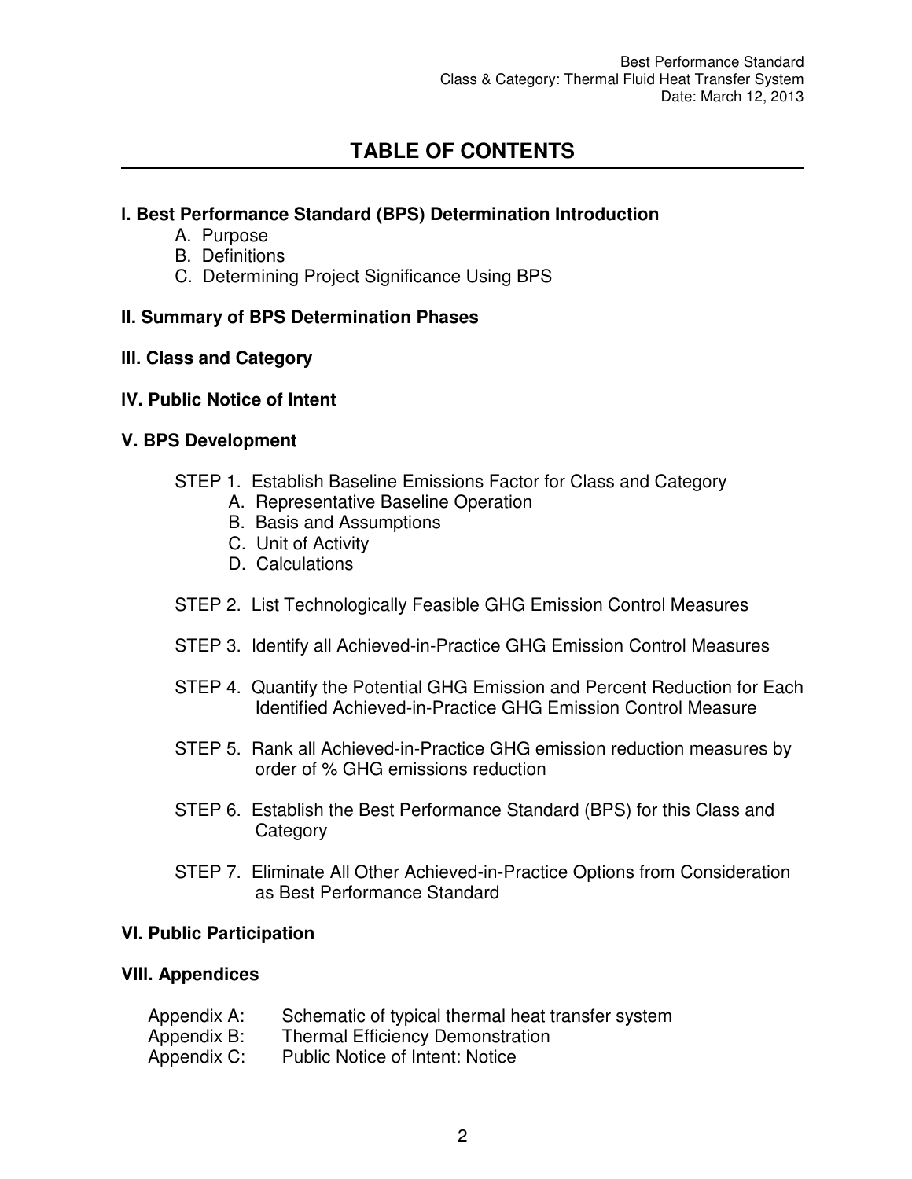# TABLE OF CONTENTS

**I. Best Performance Standard (BPS) Determination Introduction**

A. Purpose
B. Definitions
C. Determining Project Significance Using BPS

**II. Summary of BPS Determination Phases**

**III. Class and Category**

**IV. Public Notice of Intent**

**V. BPS Development**

STEP 1. Establish Baseline Emissions Factor for Class and Category
  A. Representative Baseline Operation
  B. Basis and Assumptions
  C. Unit of Activity
  D. Calculations

STEP 2. List Technologically Feasible GHG Emission Control Measures

STEP 3. Identify all Achieved-in-Practice GHG Emission Control Measures

STEP 4. Quantify the Potential GHG Emission and Percent Reduction for Each Identified Achieved-in-Practice GHG Emission Control Measure

STEP 5. Rank all Achieved-in-Practice GHG emission reduction measures by order of % GHG emissions reduction

STEP 6. Establish the Best Performance Standard (BPS) for this Class and Category

STEP 7. Eliminate All Other Achieved-in-Practice Options from Consideration as Best Performance Standard

**VI. Public Participation**

**VIII. Appendices**

Appendix A: Schematic of typical thermal heat transfer system
Appendix B: Thermal Efficiency Demonstration
Appendix C: Public Notice of Intent: Notice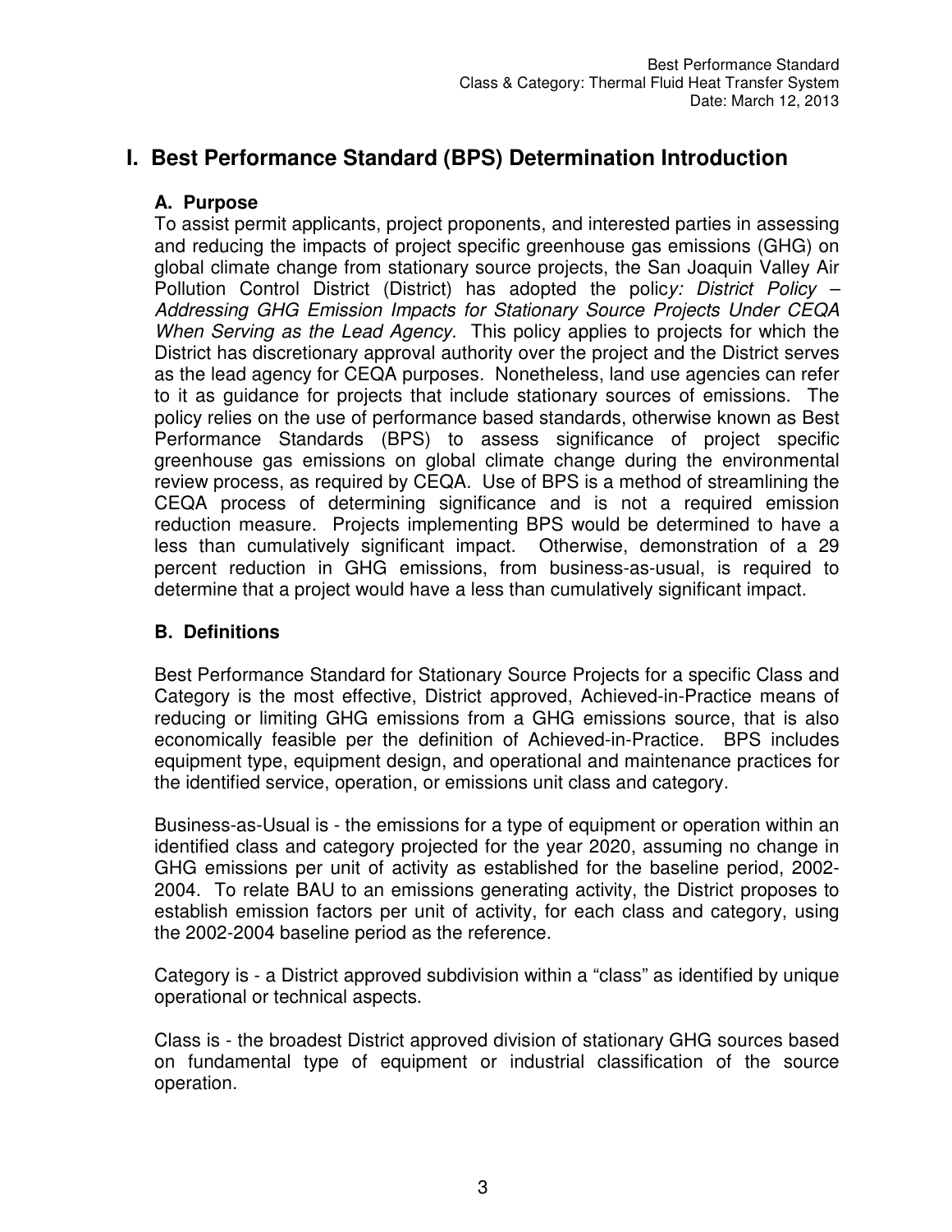# I. Best Performance Standard (BPS) Determination Introduction

## A. Purpose

To assist permit applicants, project proponents, and interested parties in assessing and reducing the impacts of project specific greenhouse gas emissions (GHG) on global climate change from stationary source projects, the San Joaquin Valley Air Pollution Control District (District) has adopted the polic*y: District Policy – Addressing GHG Emission Impacts for Stationary Source Projects Under CEQA When Serving as the Lead Agency.* This policy applies to projects for which the District has discretionary approval authority over the project and the District serves as the lead agency for CEQA purposes. Nonetheless, land use agencies can refer to it as guidance for projects that include stationary sources of emissions. The policy relies on the use of performance based standards, otherwise known as Best Performance Standards (BPS) to assess significance of project specific greenhouse gas emissions on global climate change during the environmental review process, as required by CEQA. Use of BPS is a method of streamlining the CEQA process of determining significance and is not a required emission reduction measure. Projects implementing BPS would be determined to have a less than cumulatively significant impact. Otherwise, demonstration of a 29 percent reduction in GHG emissions, from business-as-usual, is required to determine that a project would have a less than cumulatively significant impact.

## B. Definitions

Best Performance Standard for Stationary Source Projects for a specific Class and Category is the most effective, District approved, Achieved-in-Practice means of reducing or limiting GHG emissions from a GHG emissions source, that is also economically feasible per the definition of Achieved-in-Practice. BPS includes equipment type, equipment design, and operational and maintenance practices for the identified service, operation, or emissions unit class and category.

Business-as-Usual is - the emissions for a type of equipment or operation within an identified class and category projected for the year 2020, assuming no change in GHG emissions per unit of activity as established for the baseline period, 2002-2004. To relate BAU to an emissions generating activity, the District proposes to establish emission factors per unit of activity, for each class and category, using the 2002-2004 baseline period as the reference.

Category is - a District approved subdivision within a "class" as identified by unique operational or technical aspects.

Class is - the broadest District approved division of stationary GHG sources based on fundamental type of equipment or industrial classification of the source operation.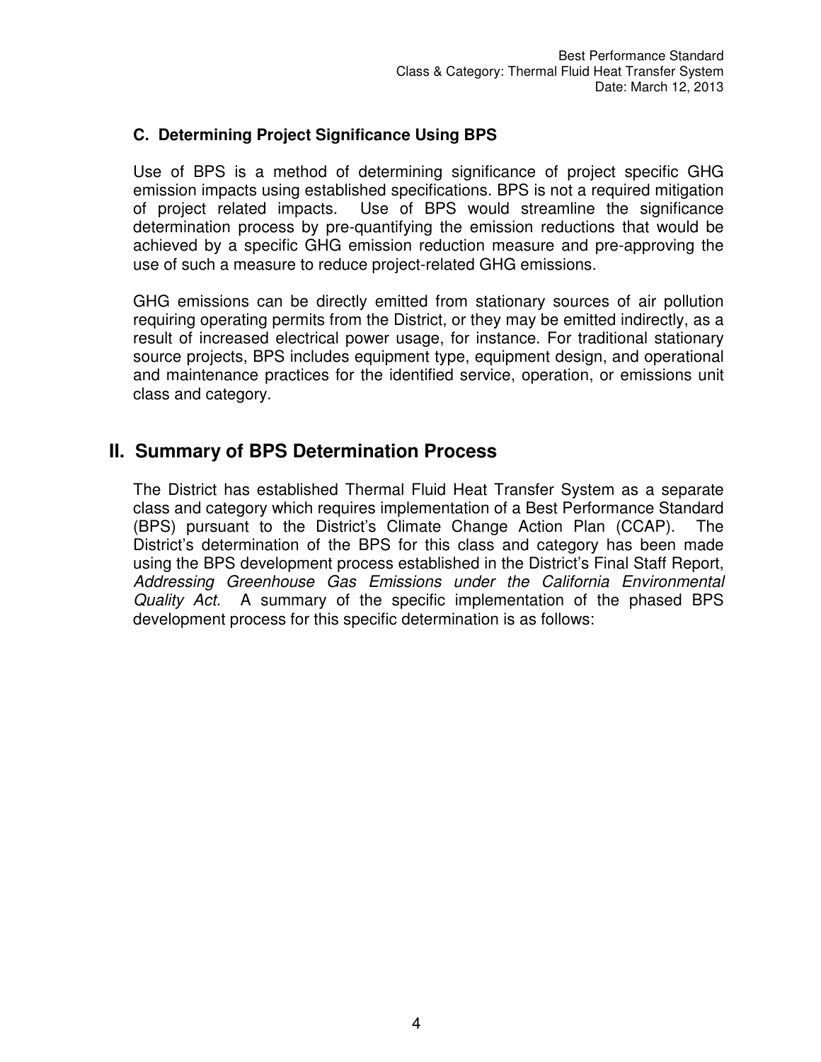### C. Determining Project Significance Using BPS

Use of BPS is a method of determining significance of project specific GHG emission impacts using established specifications. BPS is not a required mitigation of project related impacts. Use of BPS would streamline the significance determination process by pre-quantifying the emission reductions that would be achieved by a specific GHG emission reduction measure and pre-approving the use of such a measure to reduce project-related GHG emissions.

GHG emissions can be directly emitted from stationary sources of air pollution requiring operating permits from the District, or they may be emitted indirectly, as a result of increased electrical power usage, for instance. For traditional stationary source projects, BPS includes equipment type, equipment design, and operational and maintenance practices for the identified service, operation, or emissions unit class and category.

## II. Summary of BPS Determination Process

The District has established Thermal Fluid Heat Transfer System as a separate class and category which requires implementation of a Best Performance Standard (BPS) pursuant to the District's Climate Change Action Plan (CCAP). The District's determination of the BPS for this class and category has been made using the BPS development process established in the District's Final Staff Report, *Addressing Greenhouse Gas Emissions under the California Environmental Quality Act.* A summary of the specific implementation of the phased BPS development process for this specific determination is as follows: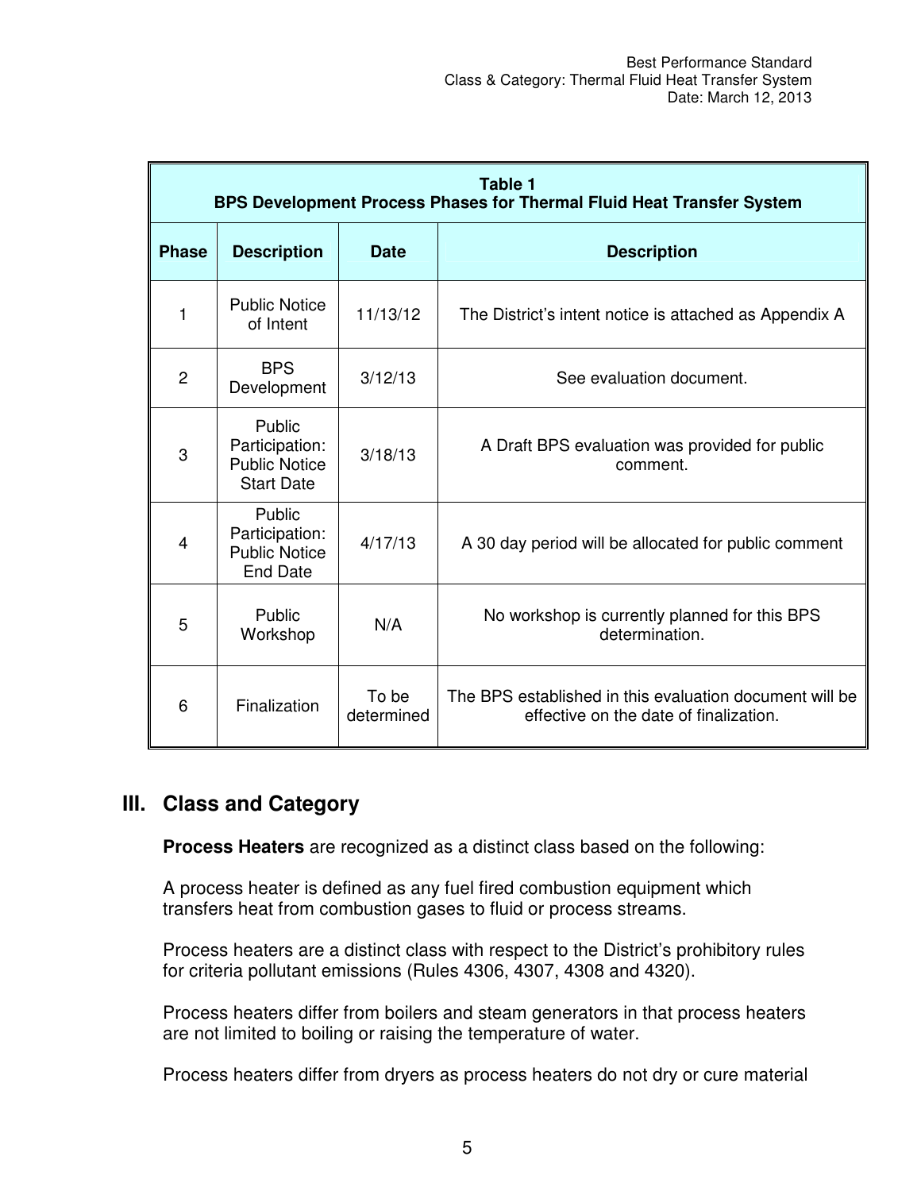**Table 1**
**BPS Development Process Phases for Thermal Fluid Heat Transfer System**

| Phase | Description | Date | Description |
|---|---|---|---|
| 1 | Public Notice of Intent | 11/13/12 | The District's intent notice is attached as Appendix A |
| 2 | BPS Development | 3/12/13 | See evaluation document. |
| 3 | Public Participation: Public Notice Start Date | 3/18/13 | A Draft BPS evaluation was provided for public comment. |
| 4 | Public Participation: Public Notice End Date | 4/17/13 | A 30 day period will be allocated for public comment |
| 5 | Public Workshop | N/A | No workshop is currently planned for this BPS determination. |
| 6 | Finalization | To be determined | The BPS established in this evaluation document will be effective on the date of finalization. |

## III. Class and Category

**Process Heaters** are recognized as a distinct class based on the following:

A process heater is defined as any fuel fired combustion equipment which transfers heat from combustion gases to fluid or process streams.

Process heaters are a distinct class with respect to the District's prohibitory rules for criteria pollutant emissions (Rules 4306, 4307, 4308 and 4320).

Process heaters differ from boilers and steam generators in that process heaters are not limited to boiling or raising the temperature of water.

Process heaters differ from dryers as process heaters do not dry or cure material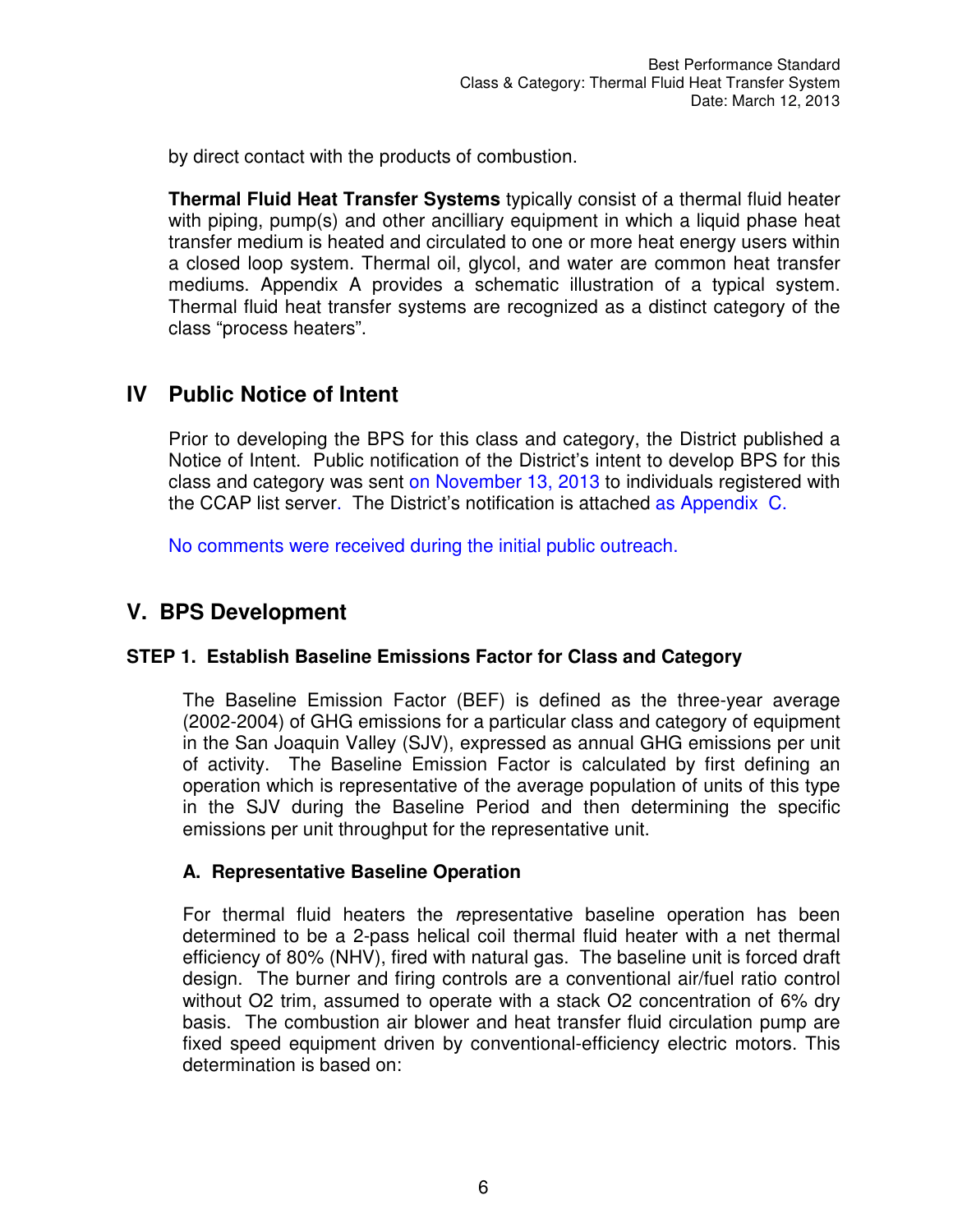by direct contact with the products of combustion.

**Thermal Fluid Heat Transfer Systems** typically consist of a thermal fluid heater with piping, pump(s) and other ancilliary equipment in which a liquid phase heat transfer medium is heated and circulated to one or more heat energy users within a closed loop system. Thermal oil, glycol, and water are common heat transfer mediums. Appendix A provides a schematic illustration of a typical system. Thermal fluid heat transfer systems are recognized as a distinct category of the class "process heaters".

## IV Public Notice of Intent

Prior to developing the BPS for this class and category, the District published a Notice of Intent. Public notification of the District's intent to develop BPS for this class and category was sent on November 13, 2013 to individuals registered with the CCAP list server. The District's notification is attached as Appendix C.

No comments were received during the initial public outreach.

## V. BPS Development

### STEP 1. Establish Baseline Emissions Factor for Class and Category

The Baseline Emission Factor (BEF) is defined as the three-year average (2002-2004) of GHG emissions for a particular class and category of equipment in the San Joaquin Valley (SJV), expressed as annual GHG emissions per unit of activity. The Baseline Emission Factor is calculated by first defining an operation which is representative of the average population of units of this type in the SJV during the Baseline Period and then determining the specific emissions per unit throughput for the representative unit.

#### A. Representative Baseline Operation

For thermal fluid heaters the representative baseline operation has been determined to be a 2-pass helical coil thermal fluid heater with a net thermal efficiency of 80% (NHV), fired with natural gas. The baseline unit is forced draft design. The burner and firing controls are a conventional air/fuel ratio control without $O_2$ trim, assumed to operate with a stack $O_2$ concentration of 6% dry basis. The combustion air blower and heat transfer fluid circulation pump are fixed speed equipment driven by conventional-efficiency electric motors. This determination is based on: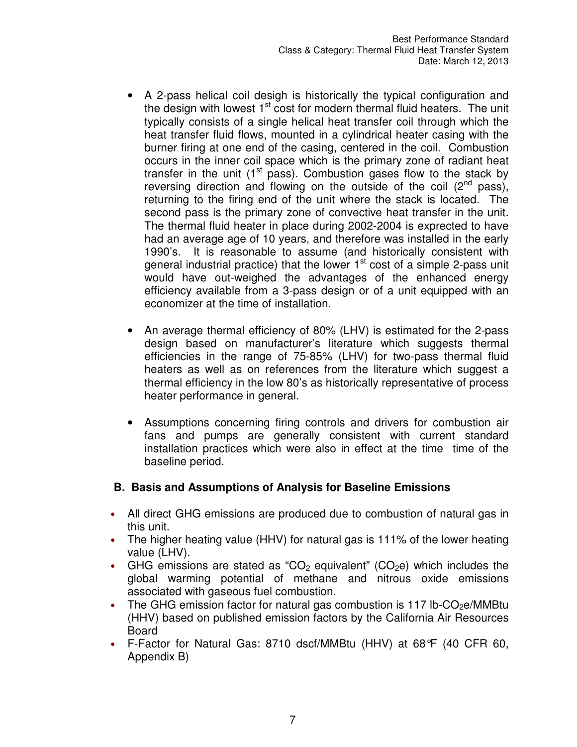- A 2-pass helical coil desigh is historically the typical configuration and the design with lowest 1[st] cost for modern thermal fluid heaters. The unit typically consists of a single helical heat transfer coil through which the heat transfer fluid flows, mounted in a cylindrical heater casing with the burner firing at one end of the casing, centered in the coil. Combustion occurs in the inner coil space which is the primary zone of radiant heat transfer in the unit (1[st] pass). Combustion gases flow to the stack by reversing direction and flowing on the outside of the coil (2[nd] pass), returning to the firing end of the unit where the stack is located. The second pass is the primary zone of convective heat transfer in the unit. The thermal fluid heater in place during 2002-2004 is exprected to have had an average age of 10 years, and therefore was installed in the early 1990's. It is reasonable to assume (and historically consistent with general industrial practice) that the lower 1[st] cost of a simple 2-pass unit would have out-weighed the advantages of the enhanced energy efficiency available from a 3-pass design or of a unit equipped with an economizer at the time of installation.

- An average thermal efficiency of 80% (LHV) is estimated for the 2-pass design based on manufacturer's literature which suggests thermal efficiencies in the range of 75-85% (LHV) for two-pass thermal fluid heaters as well as on references from the literature which suggest a thermal efficiency in the low 80's as historically representative of process heater performance in general.

- Assumptions concerning firing controls and drivers for combustion air fans and pumps are generally consistent with current standard installation practices which were also in effect at the time time of the baseline period.

## B. Basis and Assumptions of Analysis for Baseline Emissions

- All direct GHG emissions are produced due to combustion of natural gas in this unit.
- The higher heating value (HHV) for natural gas is 111% of the lower heating value (LHV).
- GHG emissions are stated as "$CO_2$ equivalent" ($CO_2e$) which includes the global warming potential of methane and nitrous oxide emissions associated with gaseous fuel combustion.
- The GHG emission factor for natural gas combustion is 117 lb-$CO_2e$/MMBtu (HHV) based on published emission factors by the California Air Resources Board
- F-Factor for Natural Gas: 8710 dscf/MMBtu (HHV) at 68°F (40 CFR 60, Appendix B)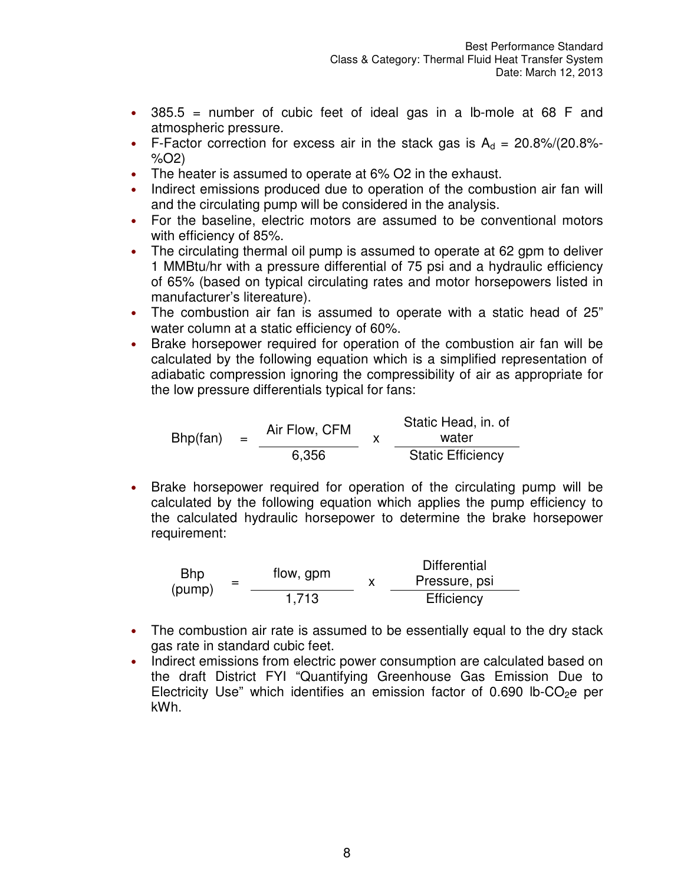- 385.5 = number of cubic feet of ideal gas in a lb-mole at 68 F and atmospheric pressure.
- F-Factor correction for excess air in the stack gas is $A_d$ = 20.8%/(20.8%-%O2)
- The heater is assumed to operate at 6% O2 in the exhaust.
- Indirect emissions produced due to operation of the combustion air fan will and the circulating pump will be considered in the analysis.
- For the baseline, electric motors are assumed to be conventional motors with efficiency of 85%.
- The circulating thermal oil pump is assumed to operate at 62 gpm to deliver 1 MMBtu/hr with a pressure differential of 75 psi and a hydraulic efficiency of 65% (based on typical circulating rates and motor horsepowers listed in manufacturer's litereature).
- The combustion air fan is assumed to operate with a static head of 25" water column at a static efficiency of 60%.
- Brake horsepower required for operation of the combustion air fan will be calculated by the following equation which is a simplified representation of adiabatic compression ignoring the compressibility of air as appropriate for the low pressure differentials typical for fans:

$$\text{Bhp(fan)} = \frac{\text{Air Flow, CFM}}{6{,}356} \times \frac{\text{Static Head, in. of water}}{\text{Static Efficiency}}$$

- Brake horsepower required for operation of the circulating pump will be calculated by the following equation which applies the pump efficiency to the calculated hydraulic horsepower to determine the brake horsepower requirement:

$$\text{Bhp (pump)} = \frac{\text{flow, gpm}}{1{,}713} \times \frac{\text{Differential Pressure, psi}}{\text{Efficiency}}$$

- The combustion air rate is assumed to be essentially equal to the dry stack gas rate in standard cubic feet.
- Indirect emissions from electric power consumption are calculated based on the draft District FYI "Quantifying Greenhouse Gas Emission Due to Electricity Use" which identifies an emission factor of 0.690 lb-$CO_2$e per kWh.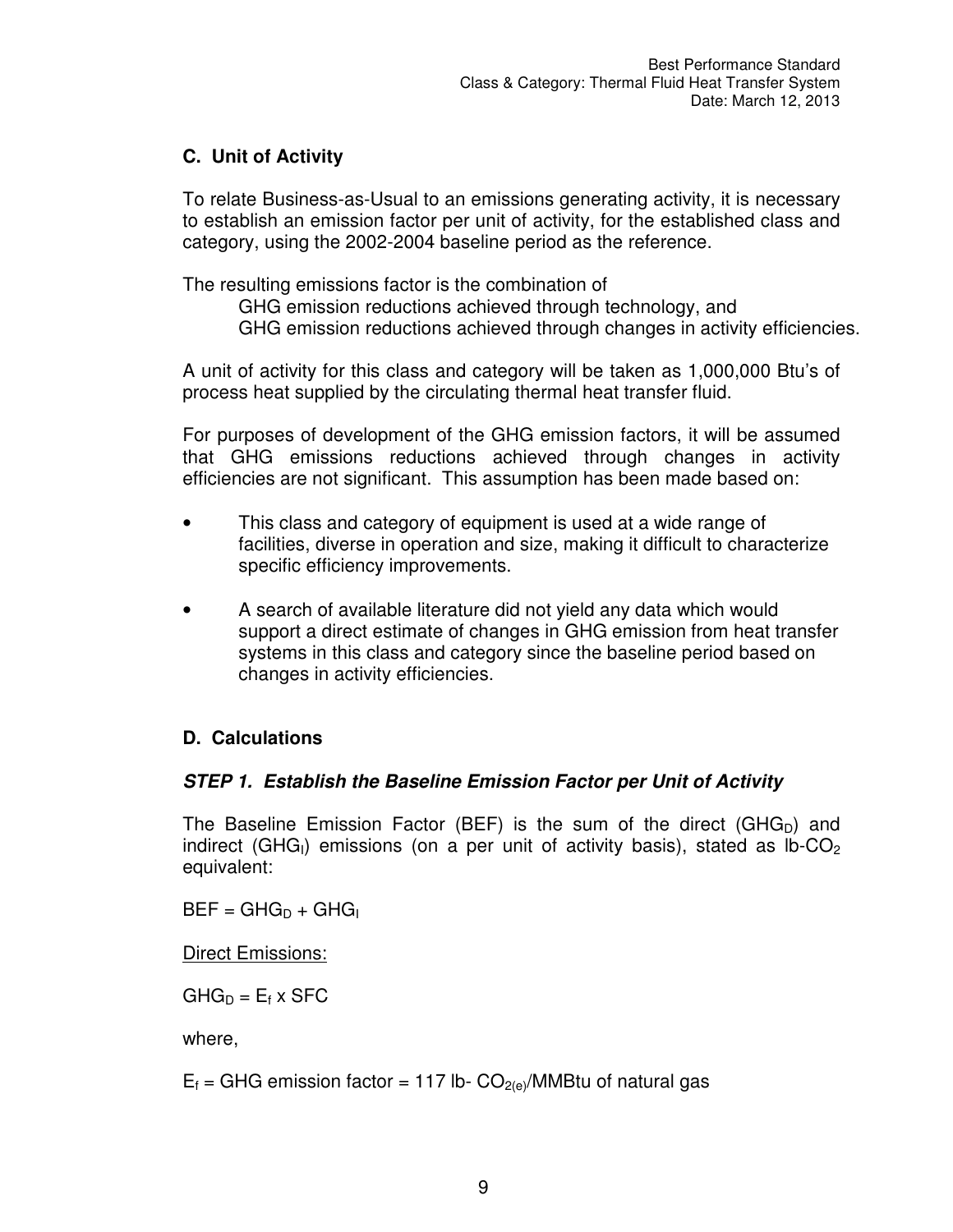## C. Unit of Activity

To relate Business-as-Usual to an emissions generating activity, it is necessary to establish an emission factor per unit of activity, for the established class and category, using the 2002-2004 baseline period as the reference.

The resulting emissions factor is the combination of

GHG emission reductions achieved through technology, and
GHG emission reductions achieved through changes in activity efficiencies.

A unit of activity for this class and category will be taken as 1,000,000 Btu's of process heat supplied by the circulating thermal heat transfer fluid.

For purposes of development of the GHG emission factors, it will be assumed that GHG emissions reductions achieved through changes in activity efficiencies are not significant. This assumption has been made based on:

- This class and category of equipment is used at a wide range of facilities, diverse in operation and size, making it difficult to characterize specific efficiency improvements.
- A search of available literature did not yield any data which would support a direct estimate of changes in GHG emission from heat transfer systems in this class and category since the baseline period based on changes in activity efficiencies.

## D. Calculations

### *STEP 1. Establish the Baseline Emission Factor per Unit of Activity*

The Baseline Emission Factor (BEF) is the sum of the direct ($GHG_D$) and indirect ($GHG_I$) emissions (on a per unit of activity basis), stated as lb-$CO_2$ equivalent:

$$BEF = GHG_D + GHG_I$$

<u>Direct Emissions:</u>

$$GHG_D = E_f \times SFC$$

where,

$E_f$ = GHG emission factor = 117 lb- $CO_{2(e)}$/MMBtu of natural gas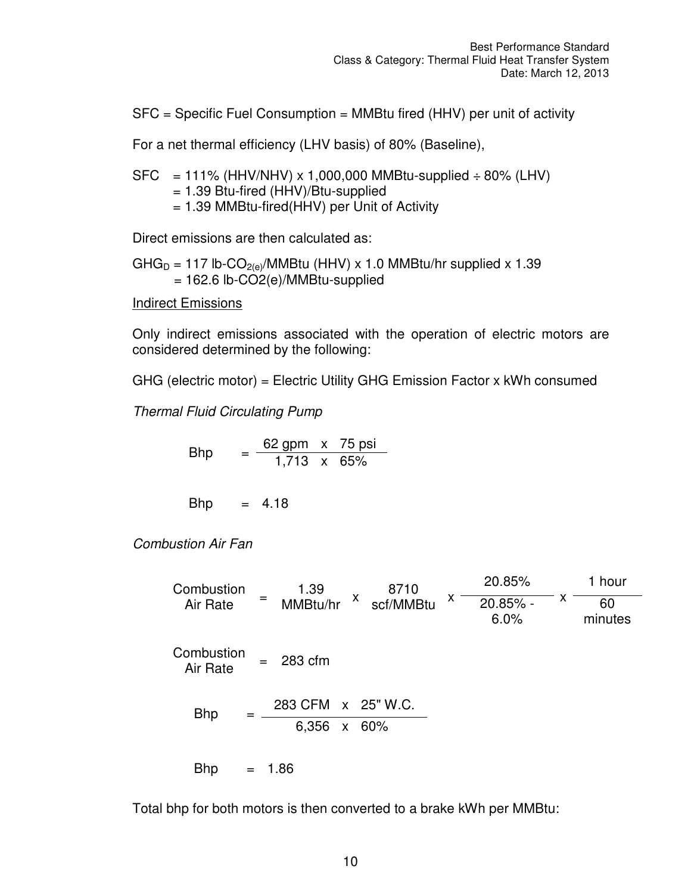SFC = Specific Fuel Consumption = MMBtu fired (HHV) per unit of activity

For a net thermal efficiency (LHV basis) of 80% (Baseline),

SFC = 111% (HHV/NHV) x 1,000,000 MMBtu-supplied ÷ 80% (LHV)
= 1.39 Btu-fired (HHV)/Btu-supplied
= 1.39 MMBtu-fired(HHV) per Unit of Activity

Direct emissions are then calculated as:

$GHG_D$ = 117 lb-$CO_{2(e)}$/MMBtu (HHV) x 1.0 MMBtu/hr supplied x 1.39
= 162.6 lb-CO2(e)/MMBtu-supplied

<u>Indirect Emissions</u>

Only indirect emissions associated with the operation of electric motors are considered determined by the following:

GHG (electric motor) = Electric Utility GHG Emission Factor x kWh consumed

*Thermal Fluid Circulating Pump*

$$\text{Bhp} = \frac{62 \text{ gpm} \times 75 \text{ psi}}{1{,}713 \times 65\%}$$

$$\text{Bhp} = 4.18$$

*Combustion Air Fan*

$$\text{Combustion Air Rate} = 1.39 \text{ MMBtu/hr} \times 8710 \text{ scf/MMBtu} \times \frac{20.85\%}{20.85\% - 6.0\%} \times \frac{1 \text{ hour}}{60 \text{ minutes}}$$

$$\text{Combustion Air Rate} = 283 \text{ cfm}$$

$$\text{Bhp} = \frac{283 \text{ CFM} \times 25\text{" W.C.}}{6{,}356 \times 60\%}$$

$$\text{Bhp} = 1.86$$

Total bhp for both motors is then converted to a brake kWh per MMBtu: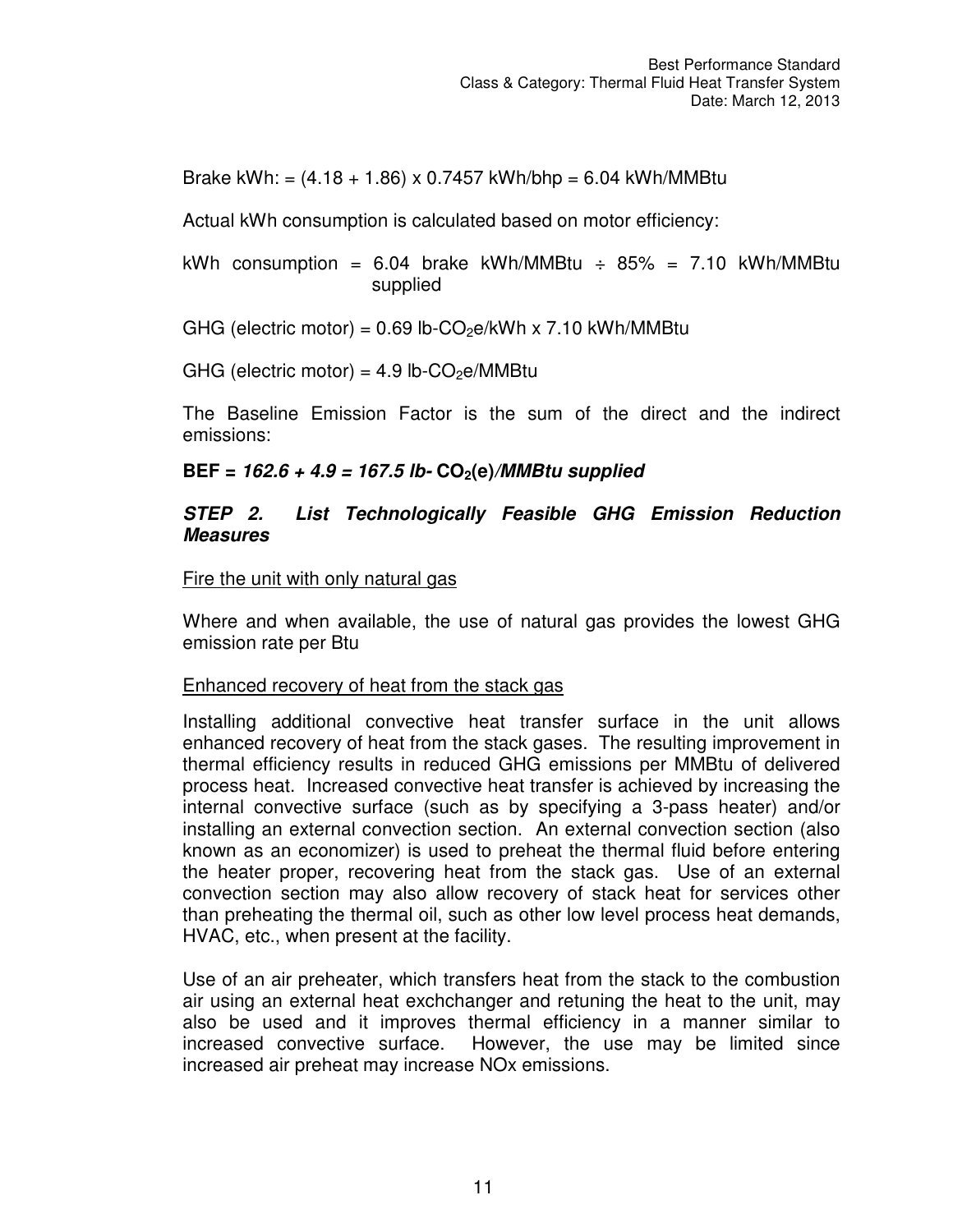Brake kWh: = (4.18 + 1.86) x 0.7457 kWh/bhp = 6.04 kWh/MMBtu

Actual kWh consumption is calculated based on motor efficiency:

kWh consumption = 6.04 brake kWh/MMBtu ÷ 85% = 7.10 kWh/MMBtu supplied

GHG (electric motor) = 0.69 lb-$CO_2$e/kWh x 7.10 kWh/MMBtu

GHG (electric motor) = 4.9 lb-$CO_2$e/MMBtu

The Baseline Emission Factor is the sum of the direct and the indirect emissions:

**BEF = *162.6 + 4.9 = 167.5 lb-* $CO_2$(e)*/MMBtu supplied***

***STEP 2. List Technologically Feasible GHG Emission Reduction Measures***

Fire the unit with only natural gas

Where and when available, the use of natural gas provides the lowest GHG emission rate per Btu

Enhanced recovery of heat from the stack gas

Installing additional convective heat transfer surface in the unit allows enhanced recovery of heat from the stack gases. The resulting improvement in thermal efficiency results in reduced GHG emissions per MMBtu of delivered process heat. Increased convective heat transfer is achieved by increasing the internal convective surface (such as by specifying a 3-pass heater) and/or installing an external convection section. An external convection section (also known as an economizer) is used to preheat the thermal fluid before entering the heater proper, recovering heat from the stack gas. Use of an external convection section may also allow recovery of stack heat for services other than preheating the thermal oil, such as other low level process heat demands, HVAC, etc., when present at the facility.

Use of an air preheater, which transfers heat from the stack to the combustion air using an external heat exchchanger and retuning the heat to the unit, may also be used and it improves thermal efficiency in a manner similar to increased convective surface. However, the use may be limited since increased air preheat may increase NOx emissions.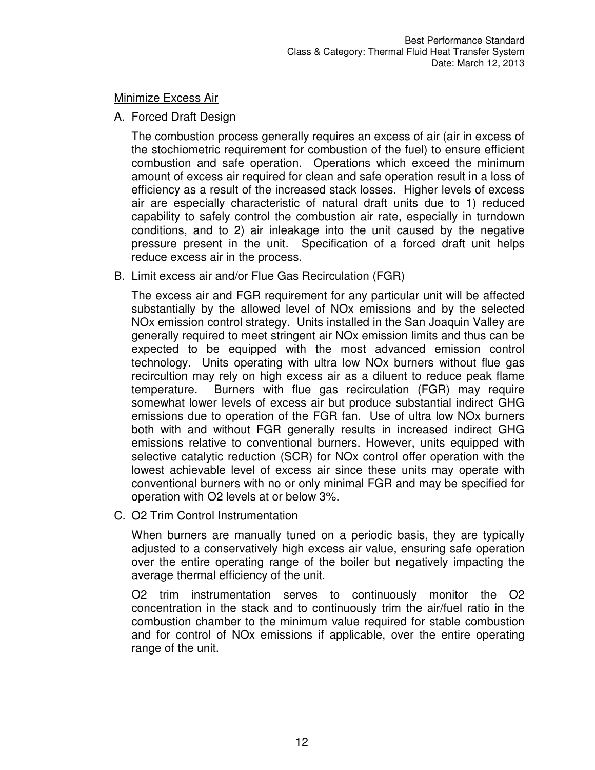Minimize Excess Air

A. Forced Draft Design

The combustion process generally requires an excess of air (air in excess of the stochiometric requirement for combustion of the fuel) to ensure efficient combustion and safe operation. Operations which exceed the minimum amount of excess air required for clean and safe operation result in a loss of efficiency as a result of the increased stack losses. Higher levels of excess air are especially characteristic of natural draft units due to 1) reduced capability to safely control the combustion air rate, especially in turndown conditions, and to 2) air inleakage into the unit caused by the negative pressure present in the unit. Specification of a forced draft unit helps reduce excess air in the process.

B. Limit excess air and/or Flue Gas Recirculation (FGR)

The excess air and FGR requirement for any particular unit will be affected substantially by the allowed level of NOx emissions and by the selected NOx emission control strategy. Units installed in the San Joaquin Valley are generally required to meet stringent air NOx emission limits and thus can be expected to be equipped with the most advanced emission control technology. Units operating with ultra low NOx burners without flue gas recircultion may rely on high excess air as a diluent to reduce peak flame temperature. Burners with flue gas recirculation (FGR) may require somewhat lower levels of excess air but produce substantial indirect GHG emissions due to operation of the FGR fan. Use of ultra low NOx burners both with and without FGR generally results in increased indirect GHG emissions relative to conventional burners. However, units equipped with selective catalytic reduction (SCR) for NOx control offer operation with the lowest achievable level of excess air since these units may operate with conventional burners with no or only minimal FGR and may be specified for operation with O2 levels at or below 3%.

C. O2 Trim Control Instrumentation

When burners are manually tuned on a periodic basis, they are typically adjusted to a conservatively high excess air value, ensuring safe operation over the entire operating range of the boiler but negatively impacting the average thermal efficiency of the unit.

O2 trim instrumentation serves to continuously monitor the O2 concentration in the stack and to continuously trim the air/fuel ratio in the combustion chamber to the minimum value required for stable combustion and for control of NOx emissions if applicable, over the entire operating range of the unit.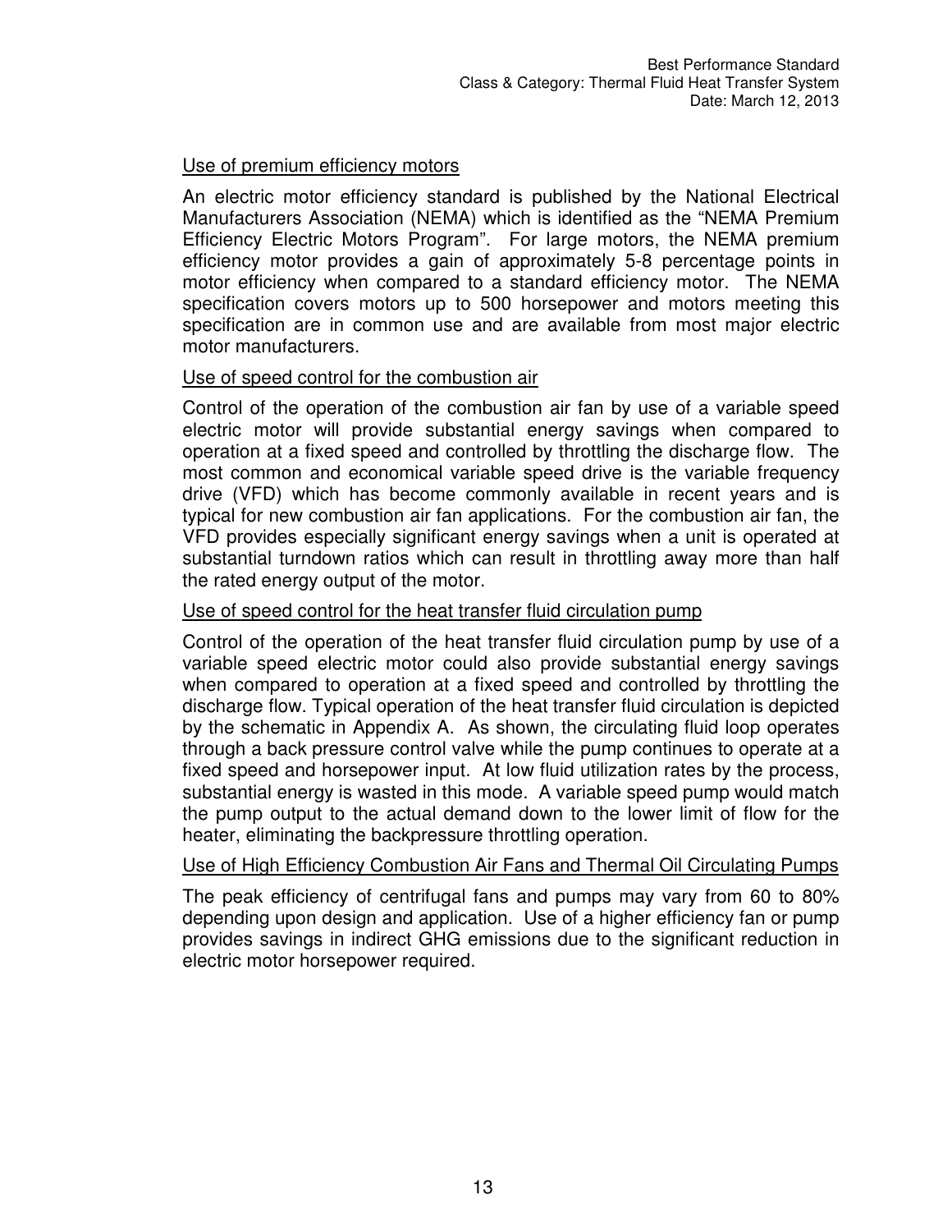Use of premium efficiency motors

An electric motor efficiency standard is published by the National Electrical Manufacturers Association (NEMA) which is identified as the “NEMA Premium Efficiency Electric Motors Program”. For large motors, the NEMA premium efficiency motor provides a gain of approximately 5-8 percentage points in motor efficiency when compared to a standard efficiency motor. The NEMA specification covers motors up to 500 horsepower and motors meeting this specification are in common use and are available from most major electric motor manufacturers.

Use of speed control for the combustion air

Control of the operation of the combustion air fan by use of a variable speed electric motor will provide substantial energy savings when compared to operation at a fixed speed and controlled by throttling the discharge flow. The most common and economical variable speed drive is the variable frequency drive (VFD) which has become commonly available in recent years and is typical for new combustion air fan applications. For the combustion air fan, the VFD provides especially significant energy savings when a unit is operated at substantial turndown ratios which can result in throttling away more than half the rated energy output of the motor.

Use of speed control for the heat transfer fluid circulation pump

Control of the operation of the heat transfer fluid circulation pump by use of a variable speed electric motor could also provide substantial energy savings when compared to operation at a fixed speed and controlled by throttling the discharge flow. Typical operation of the heat transfer fluid circulation is depicted by the schematic in Appendix A. As shown, the circulating fluid loop operates through a back pressure control valve while the pump continues to operate at a fixed speed and horsepower input. At low fluid utilization rates by the process, substantial energy is wasted in this mode. A variable speed pump would match the pump output to the actual demand down to the lower limit of flow for the heater, eliminating the backpressure throttling operation.

Use of High Efficiency Combustion Air Fans and Thermal Oil Circulating Pumps

The peak efficiency of centrifugal fans and pumps may vary from 60 to 80% depending upon design and application. Use of a higher efficiency fan or pump provides savings in indirect GHG emissions due to the significant reduction in electric motor horsepower required.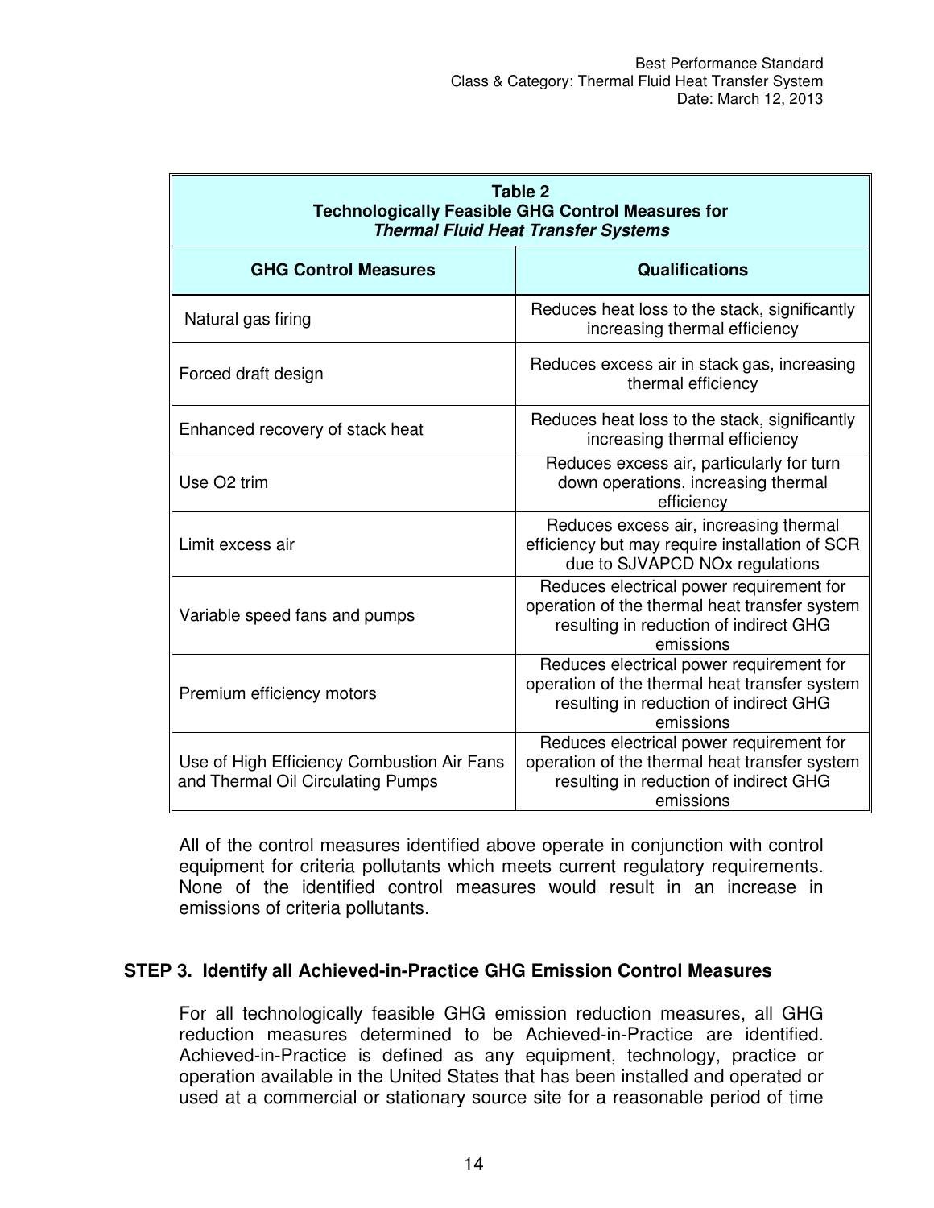| Table 2<br>Technologically Feasible GHG Control Measures for<br>*Thermal Fluid Heat Transfer Systems* | |
|---|---|
| **GHG Control Measures** | **Qualifications** |
| Natural gas firing | Reduces heat loss to the stack, significantly increasing thermal efficiency |
| Forced draft design | Reduces excess air in stack gas, increasing thermal efficiency |
| Enhanced recovery of stack heat | Reduces heat loss to the stack, significantly increasing thermal efficiency |
| Use O2 trim | Reduces excess air, particularly for turn down operations, increasing thermal efficiency |
| Limit excess air | Reduces excess air, increasing thermal efficiency but may require installation of SCR due to SJVAPCD NOx regulations |
| Variable speed fans and pumps | Reduces electrical power requirement for operation of the thermal heat transfer system resulting in reduction of indirect GHG emissions |
| Premium efficiency motors | Reduces electrical power requirement for operation of the thermal heat transfer system resulting in reduction of indirect GHG emissions |
| Use of High Efficiency Combustion Air Fans and Thermal Oil Circulating Pumps | Reduces electrical power requirement for operation of the thermal heat transfer system resulting in reduction of indirect GHG emissions |

All of the control measures identified above operate in conjunction with control equipment for criteria pollutants which meets current regulatory requirements. None of the identified control measures would result in an increase in emissions of criteria pollutants.

## STEP 3. Identify all Achieved-in-Practice GHG Emission Control Measures

For all technologically feasible GHG emission reduction measures, all GHG reduction measures determined to be Achieved-in-Practice are identified. Achieved-in-Practice is defined as any equipment, technology, practice or operation available in the United States that has been installed and operated or used at a commercial or stationary source site for a reasonable period of time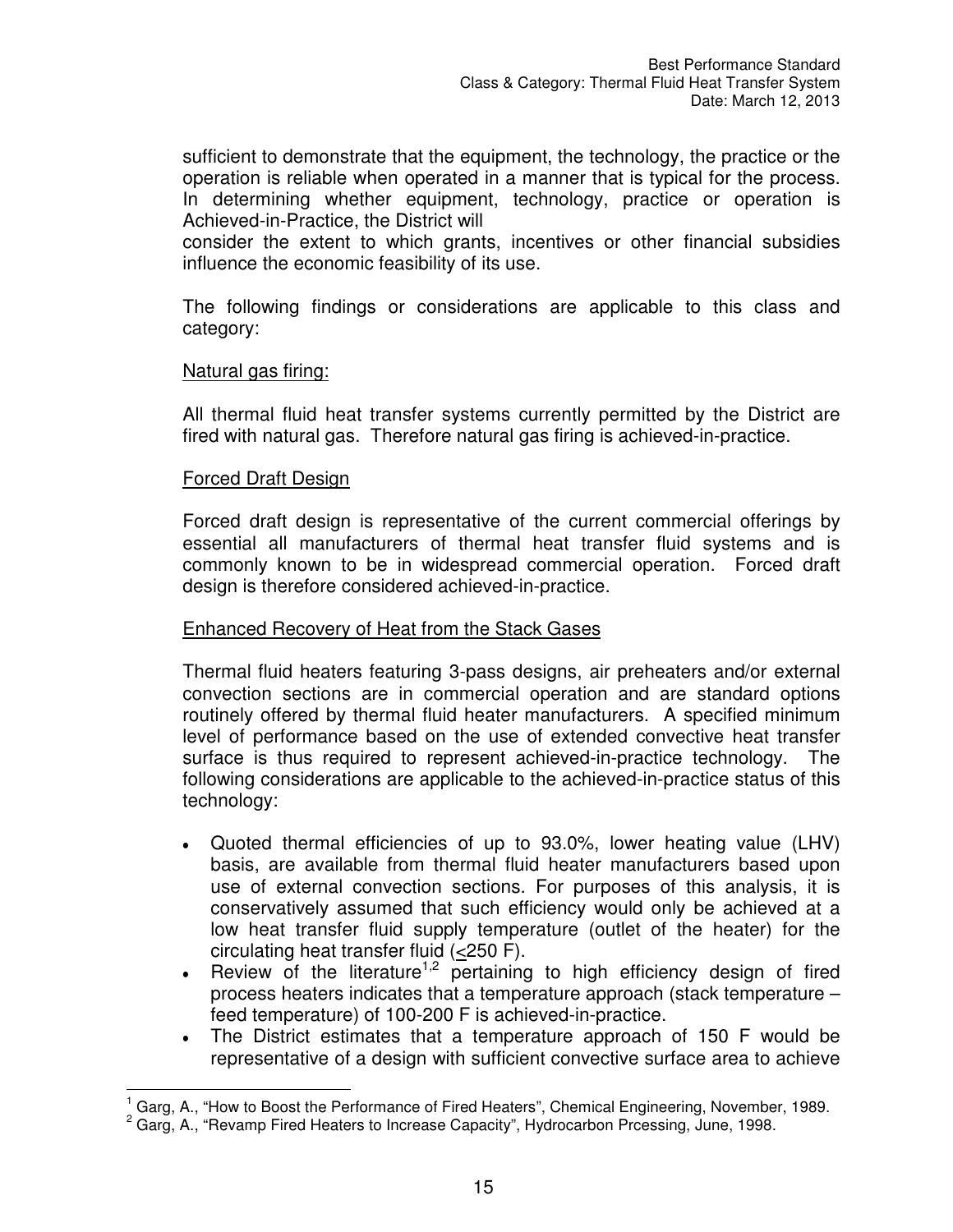sufficient to demonstrate that the equipment, the technology, the practice or the operation is reliable when operated in a manner that is typical for the process. In determining whether equipment, technology, practice or operation is Achieved-in-Practice, the District will
consider the extent to which grants, incentives or other financial subsidies influence the economic feasibility of its use.

The following findings or considerations are applicable to this class and category:

Natural gas firing:

All thermal fluid heat transfer systems currently permitted by the District are fired with natural gas. Therefore natural gas firing is achieved-in-practice.

Forced Draft Design

Forced draft design is representative of the current commercial offerings by essential all manufacturers of thermal heat transfer fluid systems and is commonly known to be in widespread commercial operation. Forced draft design is therefore considered achieved-in-practice.

Enhanced Recovery of Heat from the Stack Gases

Thermal fluid heaters featuring 3-pass designs, air preheaters and/or external convection sections are in commercial operation and are standard options routinely offered by thermal fluid heater manufacturers. A specified minimum level of performance based on the use of extended convective heat transfer surface is thus required to represent achieved-in-practice technology. The following considerations are applicable to the achieved-in-practice status of this technology:

- Quoted thermal efficiencies of up to 93.0%, lower heating value (LHV) basis, are available from thermal fluid heater manufacturers based upon use of external convection sections. For purposes of this analysis, it is conservatively assumed that such efficiency would only be achieved at a low heat transfer fluid supply temperature (outlet of the heater) for the circulating heat transfer fluid ($\leq$250 F).
- Review of the literature[1,2] pertaining to high efficiency design of fired process heaters indicates that a temperature approach (stack temperature – feed temperature) of 100-200 F is achieved-in-practice.
- The District estimates that a temperature approach of 150 F would be representative of a design with sufficient convective surface area to achieve

[1] Garg, A., "How to Boost the Performance of Fired Heaters", Chemical Engineering, November, 1989.
[2] Garg, A., "Revamp Fired Heaters to Increase Capacity", Hydrocarbon Prcessing, June, 1998.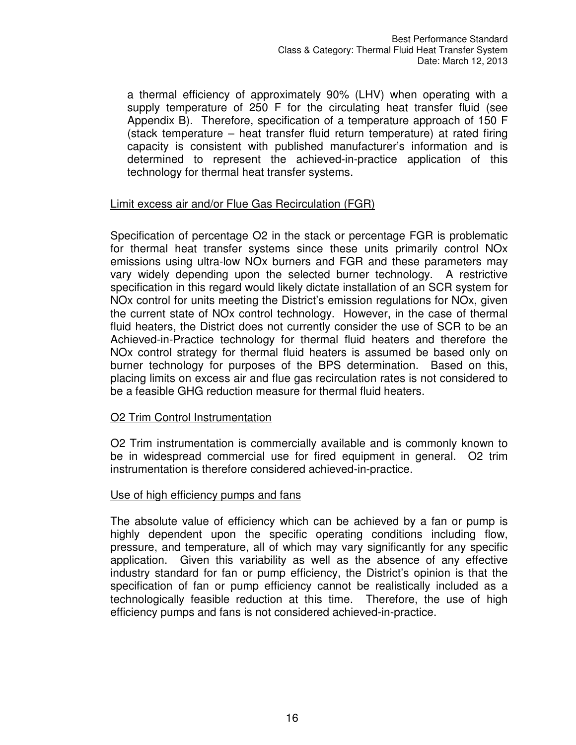a thermal efficiency of approximately 90% (LHV) when operating with a supply temperature of 250 F for the circulating heat transfer fluid (see Appendix B). Therefore, specification of a temperature approach of 150 F (stack temperature – heat transfer fluid return temperature) at rated firing capacity is consistent with published manufacturer's information and is determined to represent the achieved-in-practice application of this technology for thermal heat transfer systems.

Limit excess air and/or Flue Gas Recirculation (FGR)

Specification of percentage $O_2$ in the stack or percentage FGR is problematic for thermal heat transfer systems since these units primarily control $NO_x$ emissions using ultra-low $NO_x$ burners and FGR and these parameters may vary widely depending upon the selected burner technology. A restrictive specification in this regard would likely dictate installation of an SCR system for $NO_x$ control for units meeting the District's emission regulations for $NO_x$, given the current state of $NO_x$ control technology. However, in the case of thermal fluid heaters, the District does not currently consider the use of SCR to be an Achieved-in-Practice technology for thermal fluid heaters and therefore the $NO_x$ control strategy for thermal fluid heaters is assumed be based only on burner technology for purposes of the BPS determination. Based on this, placing limits on excess air and flue gas recirculation rates is not considered to be a feasible GHG reduction measure for thermal fluid heaters.

$O_2$ Trim Control Instrumentation

$O_2$ Trim instrumentation is commercially available and is commonly known to be in widespread commercial use for fired equipment in general. $O_2$ trim instrumentation is therefore considered achieved-in-practice.

Use of high efficiency pumps and fans

The absolute value of efficiency which can be achieved by a fan or pump is highly dependent upon the specific operating conditions including flow, pressure, and temperature, all of which may vary significantly for any specific application. Given this variability as well as the absence of any effective industry standard for fan or pump efficiency, the District's opinion is that the specification of fan or pump efficiency cannot be realistically included as a technologically feasible reduction at this time. Therefore, the use of high efficiency pumps and fans is not considered achieved-in-practice.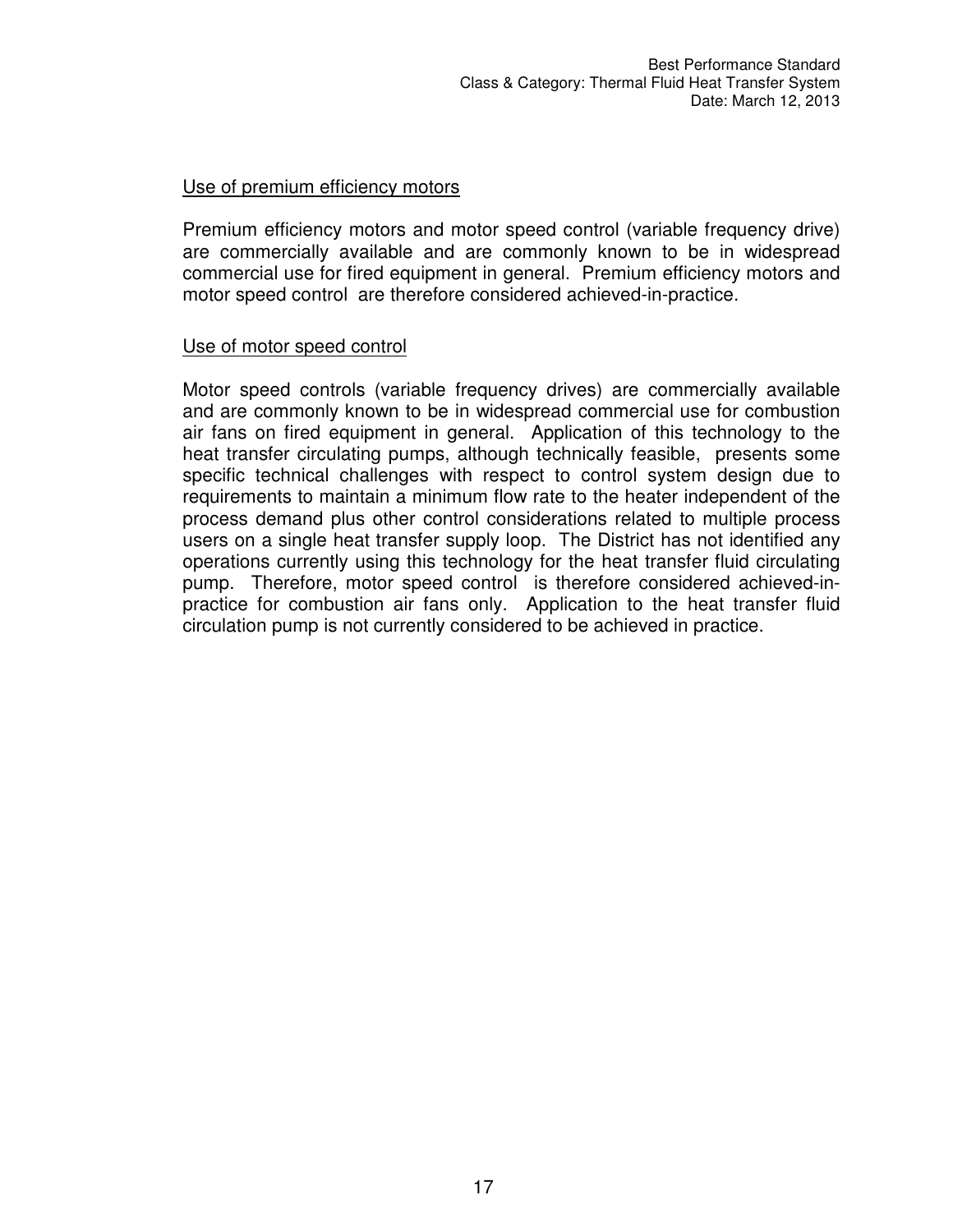Use of premium efficiency motors

Premium efficiency motors and motor speed control (variable frequency drive) are commercially available and are commonly known to be in widespread commercial use for fired equipment in general. Premium efficiency motors and motor speed control are therefore considered achieved-in-practice.

Use of motor speed control

Motor speed controls (variable frequency drives) are commercially available and are commonly known to be in widespread commercial use for combustion air fans on fired equipment in general. Application of this technology to the heat transfer circulating pumps, although technically feasible, presents some specific technical challenges with respect to control system design due to requirements to maintain a minimum flow rate to the heater independent of the process demand plus other control considerations related to multiple process users on a single heat transfer supply loop. The District has not identified any operations currently using this technology for the heat transfer fluid circulating pump. Therefore, motor speed control is therefore considered achieved-in-practice for combustion air fans only. Application to the heat transfer fluid circulation pump is not currently considered to be achieved in practice.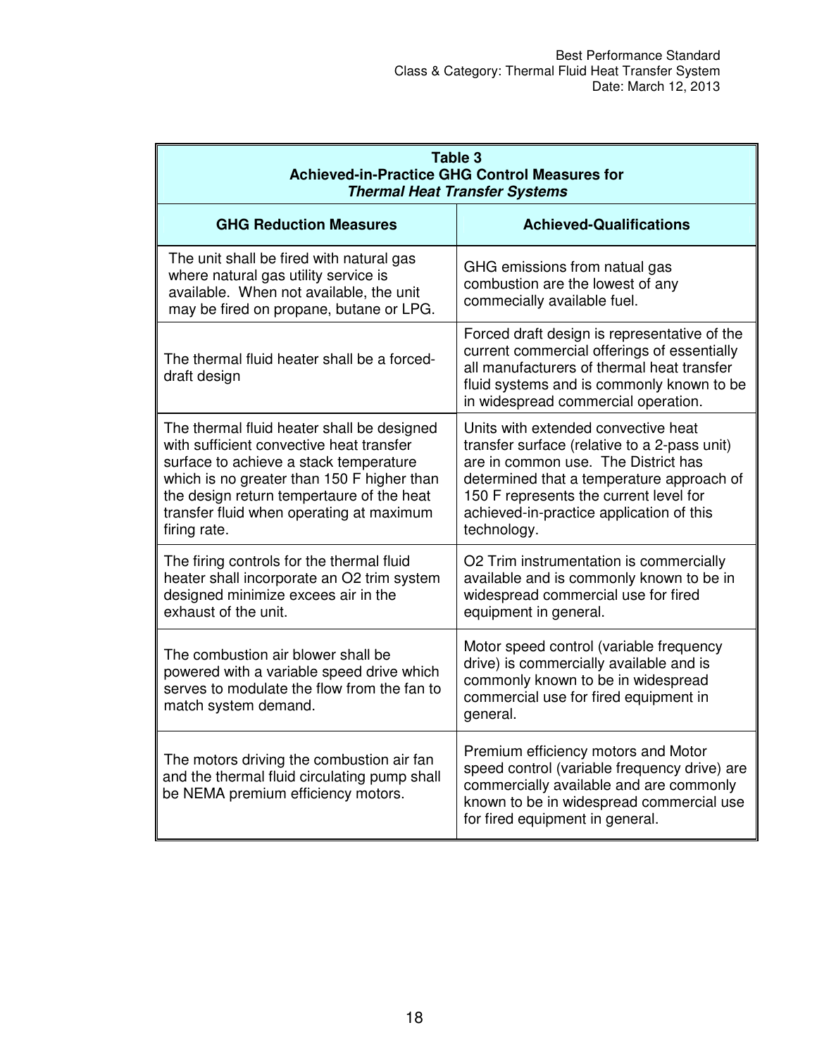**Table 3**
**Achieved-in-Practice GHG Control Measures for *Thermal Heat Transfer Systems***

| GHG Reduction Measures | Achieved-Qualifications |
|---|---|
| The unit shall be fired with natural gas where natural gas utility service is available. When not available, the unit may be fired on propane, butane or LPG. | GHG emissions from natual gas combustion are the lowest of any commecially available fuel. |
| The thermal fluid heater shall be a forced-draft design | Forced draft design is representative of the current commercial offerings of essentially all manufacturers of thermal heat transfer fluid systems and is commonly known to be in widespread commercial operation. |
| The thermal fluid heater shall be designed with sufficient convective heat transfer surface to achieve a stack temperature which is no greater than 150 F higher than the design return tempertaure of the heat transfer fluid when operating at maximum firing rate. | Units with extended convective heat transfer surface (relative to a 2-pass unit) are in common use. The District has determined that a temperature approach of 150 F represents the current level for achieved-in-practice application of this technology. |
| The firing controls for the thermal fluid heater shall incorporate an O2 trim system designed minimize excees air in the exhaust of the unit. | O2 Trim instrumentation is commercially available and is commonly known to be in widespread commercial use for fired equipment in general. |
| The combustion air blower shall be powered with a variable speed drive which serves to modulate the flow from the fan to match system demand. | Motor speed control (variable frequency drive) is commercially available and is commonly known to be in widespread commercial use for fired equipment in general. |
| The motors driving the combustion air fan and the thermal fluid circulating pump shall be NEMA premium efficiency motors. | Premium efficiency motors and Motor speed control (variable frequency drive) are commercially available and are commonly known to be in widespread commercial use for fired equipment in general. |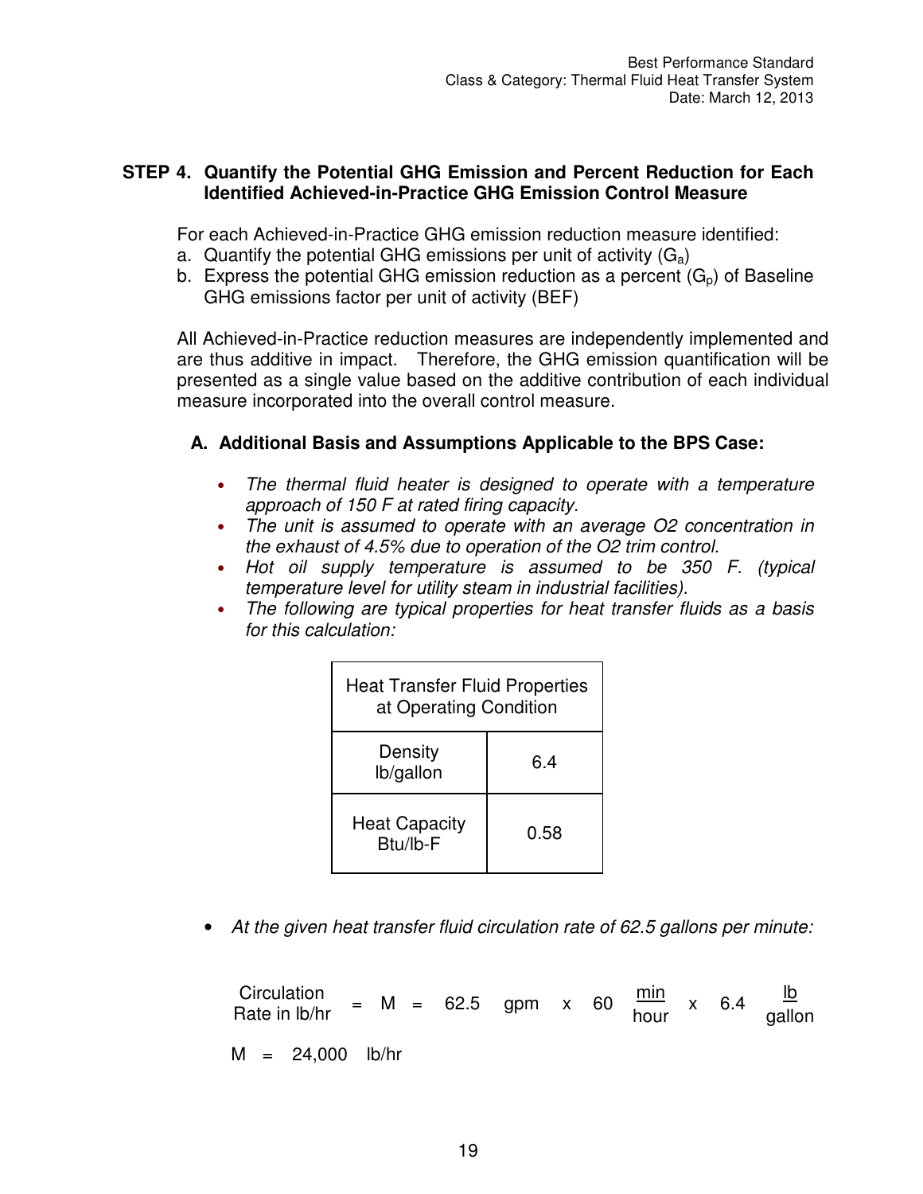**STEP 4. Quantify the Potential GHG Emission and Percent Reduction for Each Identified Achieved-in-Practice GHG Emission Control Measure**

For each Achieved-in-Practice GHG emission reduction measure identified:

a. Quantify the potential GHG emissions per unit of activity ($G_a$)
b. Express the potential GHG emission reduction as a percent ($G_p$) of Baseline GHG emissions factor per unit of activity (BEF)

All Achieved-in-Practice reduction measures are independently implemented and are thus additive in impact. Therefore, the GHG emission quantification will be presented as a single value based on the additive contribution of each individual measure incorporated into the overall control measure.

**A. Additional Basis and Assumptions Applicable to the BPS Case:**

- *The thermal fluid heater is designed to operate with a temperature approach of 150 F at rated firing capacity.*
- *The unit is assumed to operate with an average O2 concentration in the exhaust of 4.5% due to operation of the O2 trim control.*
- *Hot oil supply temperature is assumed to be 350 F. (typical temperature level for utility steam in industrial facilities).*
- *The following are typical properties for heat transfer fluids as a basis for this calculation:*

| Heat Transfer Fluid Properties at Operating Condition | |
|---|---|
| Density lb/gallon | 6.4 |
| Heat Capacity Btu/lb-F | 0.58 |

- *At the given heat transfer fluid circulation rate of 62.5 gallons per minute:*

$$\text{Circulation Rate in lb/hr} = M = 62.5 \text{ gpm} \times 60 \frac{\text{min}}{\text{hour}} \times 6.4 \frac{\text{lb}}{\text{gallon}}$$

$$M = 24{,}000 \text{ lb/hr}$$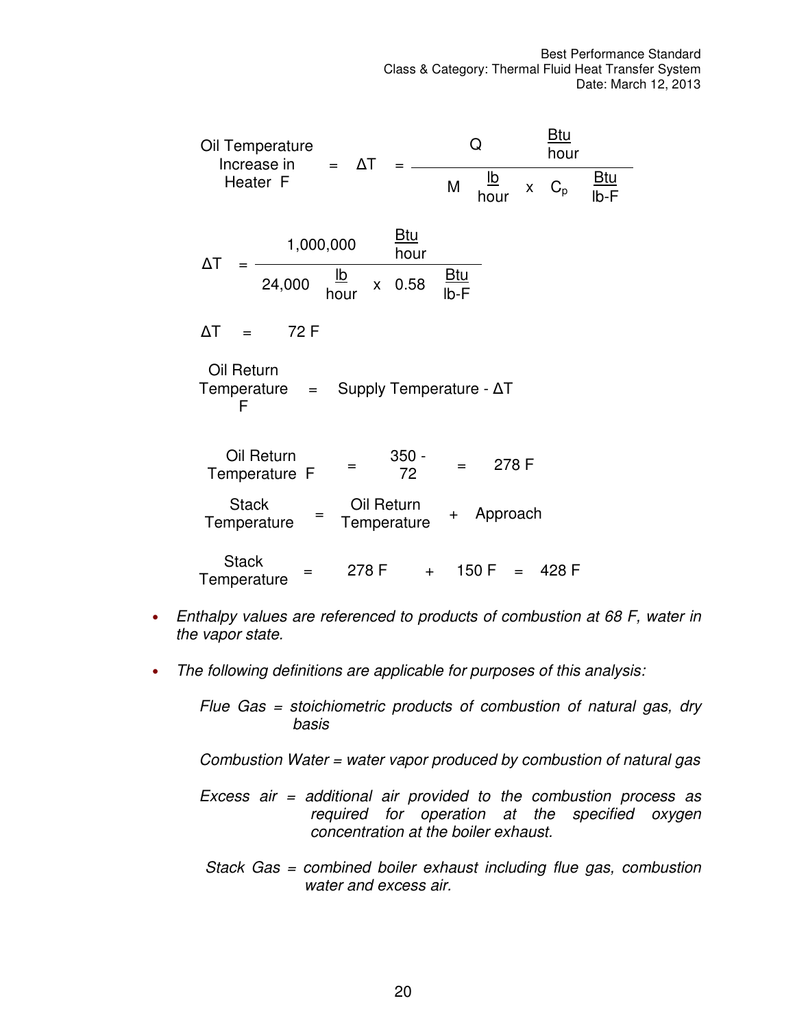$$\text{Oil Temperature Increase in Heater F} = \Delta T = \frac{Q \ \frac{\text{Btu}}{\text{hour}}}{M \ \frac{\text{lb}}{\text{hour}} \times C_p \ \frac{\text{Btu}}{\text{lb-F}}}$$

$$\Delta T = \frac{1{,}000{,}000 \ \frac{\text{Btu}}{\text{hour}}}{24{,}000 \ \frac{\text{lb}}{\text{hour}} \times 0.58 \ \frac{\text{Btu}}{\text{lb-F}}}$$

$$\Delta T = 72 \text{ F}$$

$$\text{Oil Return Temperature F} = \text{Supply Temperature} - \Delta T$$

$$\text{Oil Return Temperature F} = 350 - 72 = 278 \text{ F}$$

$$\text{Stack Temperature} = \text{Oil Return Temperature} + \text{Approach}$$

$$\text{Stack Temperature} = 278 \text{ F} + 150 \text{ F} = 428 \text{ F}$$

- *Enthalpy values are referenced to products of combustion at 68 F, water in the vapor state.*

- *The following definitions are applicable for purposes of this analysis:*

  *Flue Gas = stoichiometric products of combustion of natural gas, dry basis*

  *Combustion Water = water vapor produced by combustion of natural gas*

  *Excess air = additional air provided to the combustion process as required for operation at the specified oxygen concentration at the boiler exhaust.*

  *Stack Gas = combined boiler exhaust including flue gas, combustion water and excess air.*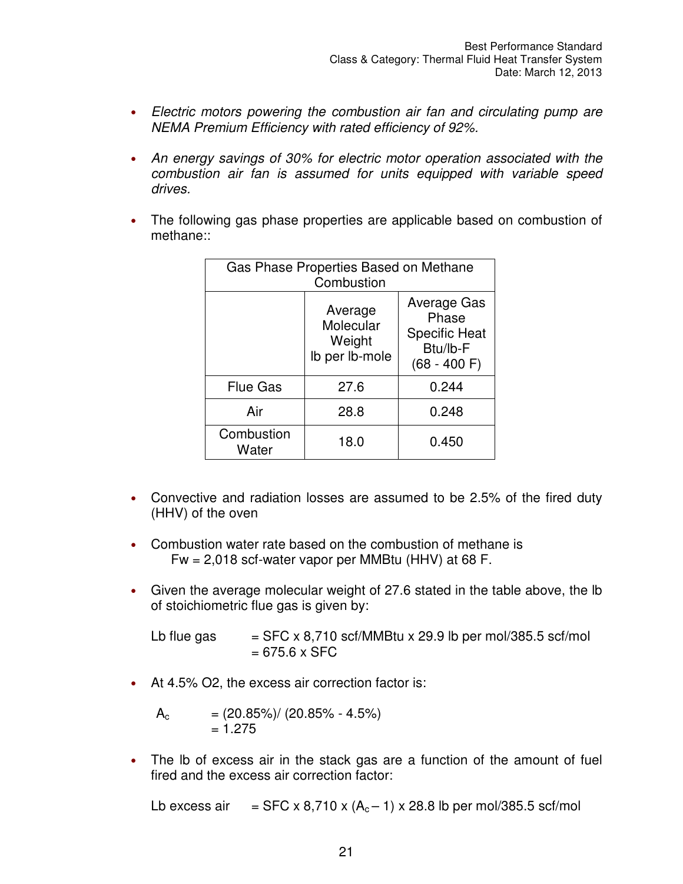- *Electric motors powering the combustion air fan and circulating pump are NEMA Premium Efficiency with rated efficiency of 92%.*

- *An energy savings of 30% for electric motor operation associated with the combustion air fan is assumed for units equipped with variable speed drives.*

- The following gas phase properties are applicable based on combustion of methane::

| Gas Phase Properties Based on Methane Combustion | | |
|---|---|---|
| | Average Molecular Weight lb per lb-mole | Average Gas Phase Specific Heat Btu/lb-F (68 - 400 F) |
| Flue Gas | 27.6 | 0.244 |
| Air | 28.8 | 0.248 |
| Combustion Water | 18.0 | 0.450 |

- Convective and radiation losses are assumed to be 2.5% of the fired duty (HHV) of the oven

- Combustion water rate based on the combustion of methane is
  Fw = 2,018 scf-water vapor per MMBtu (HHV) at 68 F.

- Given the average molecular weight of 27.6 stated in the table above, the lb of stoichiometric flue gas is given by:

  Lb flue gas = SFC x 8,710 scf/MMBtu x 29.9 lb per mol/385.5 scf/mol
  = 675.6 x SFC

- At 4.5% O2, the excess air correction factor is:

  $A_c$ = (20.85%)/ (20.85% - 4.5%)
  = 1.275

- The lb of excess air in the stack gas are a function of the amount of fuel fired and the excess air correction factor:

  Lb excess air = SFC x 8,710 x ($A_c$ – 1) x 28.8 lb per mol/385.5 scf/mol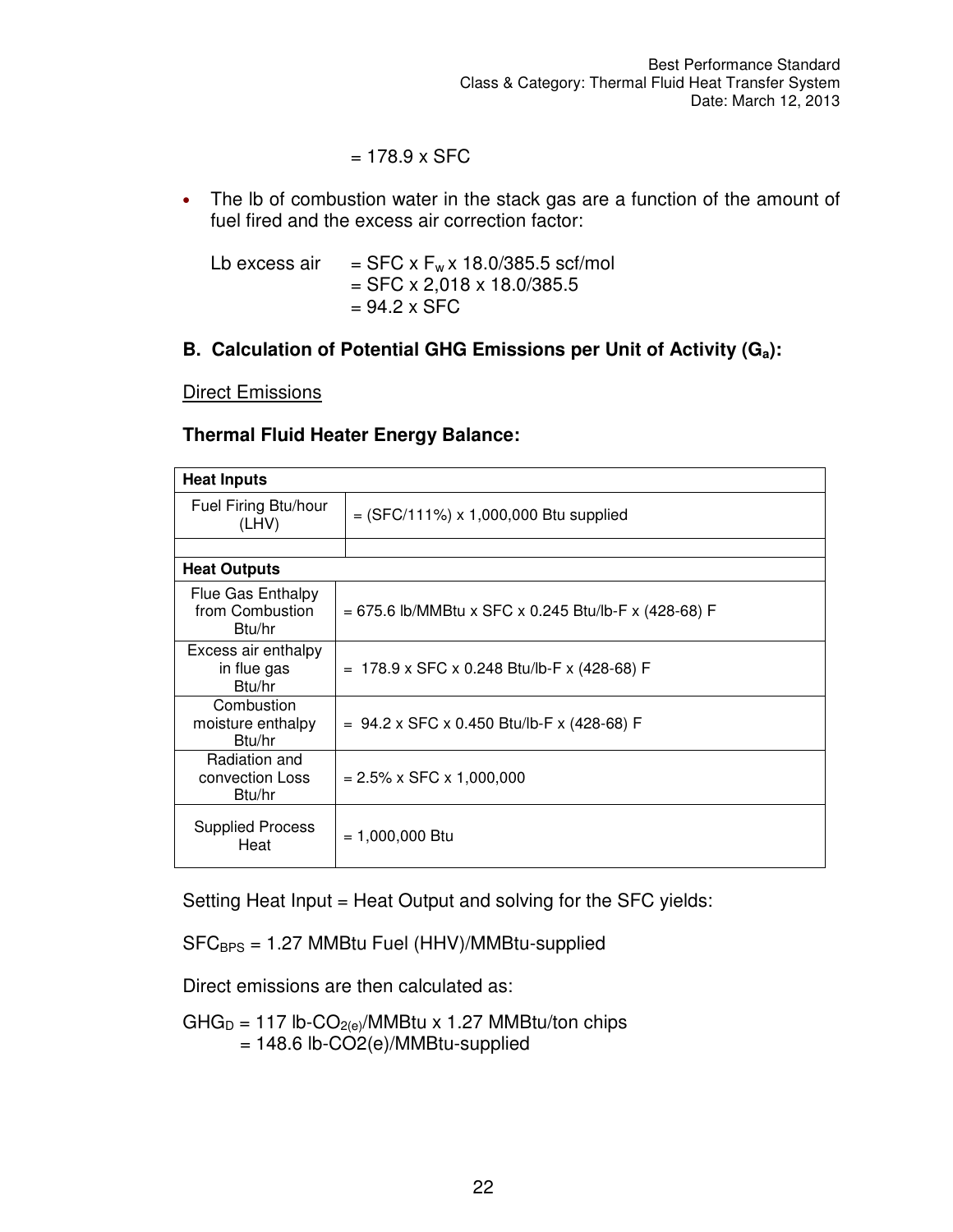= 178.9 x SFC

- The lb of combustion water in the stack gas are a function of the amount of fuel fired and the excess air correction factor:

Lb excess air = SFC x $F_w$ x 18.0/385.5 scf/mol
= SFC x 2,018 x 18.0/385.5
= 94.2 x SFC

## B. Calculation of Potential GHG Emissions per Unit of Activity ($G_a$):

Direct Emissions

### Thermal Fluid Heater Energy Balance:

| **Heat Inputs** | |
|---|---|
| Fuel Firing Btu/hour (LHV) | = (SFC/111%) x 1,000,000 Btu supplied |
| | |
| **Heat Outputs** | |
| Flue Gas Enthalpy from Combustion Btu/hr | = 675.6 lb/MMBtu x SFC x 0.245 Btu/lb-F x (428-68) F |
| Excess air enthalpy in flue gas Btu/hr | = 178.9 x SFC x 0.248 Btu/lb-F x (428-68) F |
| Combustion moisture enthalpy Btu/hr | = 94.2 x SFC x 0.450 Btu/lb-F x (428-68) F |
| Radiation and convection Loss Btu/hr | = 2.5% x SFC x 1,000,000 |
| Supplied Process Heat | = 1,000,000 Btu |

Setting Heat Input = Heat Output and solving for the SFC yields:

$SFC_{BPS}$ = 1.27 MMBtu Fuel (HHV)/MMBtu-supplied

Direct emissions are then calculated as:

$GHG_D$ = 117 lb-$CO_{2(e)}$/MMBtu x 1.27 MMBtu/ton chips
= 148.6 lb-CO2(e)/MMBtu-supplied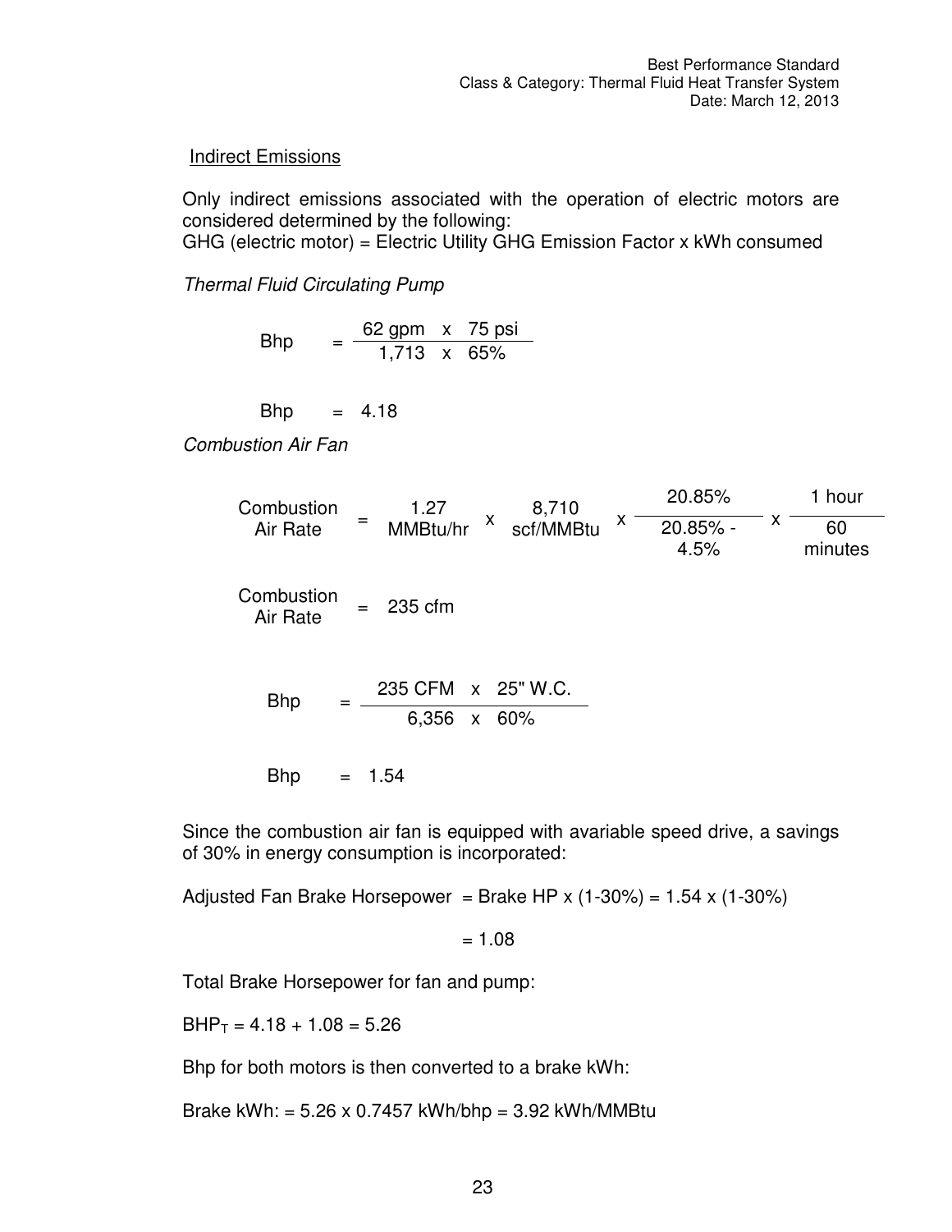Indirect Emissions

Only indirect emissions associated with the operation of electric motors are considered determined by the following:
GHG (electric motor) = Electric Utility GHG Emission Factor x kWh consumed

*Thermal Fluid Circulating Pump*

$$\text{Bhp} = \frac{62 \text{ gpm} \times 75 \text{ psi}}{1{,}713 \times 65\%}$$

$$\text{Bhp} = 4.18$$

*Combustion Air Fan*

$$\text{Combustion Air Rate} = 1.27 \text{ MMBtu/hr} \times 8{,}710 \text{ scf/MMBtu} \times \frac{20.85\%}{20.85\% - 4.5\%} \times \frac{1 \text{ hour}}{60 \text{ minutes}}$$

$$\text{Combustion Air Rate} = 235 \text{ cfm}$$

$$\text{Bhp} = \frac{235 \text{ CFM} \times 25\text{" W.C.}}{6{,}356 \times 60\%}$$

$$\text{Bhp} = 1.54$$

Since the combustion air fan is equipped with avariable speed drive, a savings of 30% in energy consumption is incorporated:

Adjusted Fan Brake Horsepower = Brake HP x (1-30%) = 1.54 x (1-30%)

= 1.08

Total Brake Horsepower for fan and pump:

$BHP_T$ = 4.18 + 1.08 = 5.26

Bhp for both motors is then converted to a brake kWh:

Brake kWh: = 5.26 x 0.7457 kWh/bhp = 3.92 kWh/MMBtu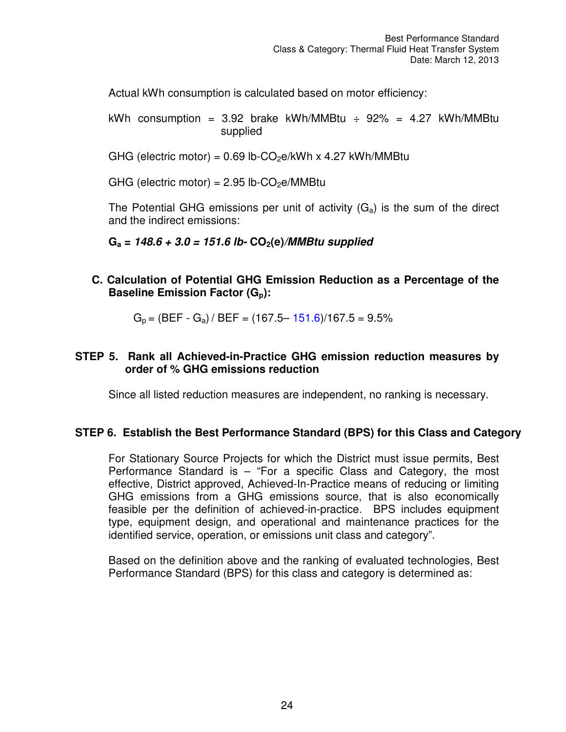Actual kWh consumption is calculated based on motor efficiency:

kWh consumption = 3.92 brake kWh/MMBtu ÷ 92% = 4.27 kWh/MMBtu supplied

GHG (electric motor) = 0.69 lb-$CO_2$e/kWh x 4.27 kWh/MMBtu

GHG (electric motor) = 2.95 lb-$CO_2$e/MMBtu

The Potential GHG emissions per unit of activity ($G_a$) is the sum of the direct and the indirect emissions:

**$G_a$ = *148.6 + 3.0 = 151.6 lb-* $CO_2$(e)*/MMBtu supplied***

### C. Calculation of Potential GHG Emission Reduction as a Percentage of the Baseline Emission Factor ($G_p$):

$G_p$ = (BEF - $G_a$) / BEF = (167.5– 151.6)/167.5 = 9.5%

## STEP 5. Rank all Achieved-in-Practice GHG emission reduction measures by order of % GHG emissions reduction

Since all listed reduction measures are independent, no ranking is necessary.

## STEP 6. Establish the Best Performance Standard (BPS) for this Class and Category

For Stationary Source Projects for which the District must issue permits, Best Performance Standard is – "For a specific Class and Category, the most effective, District approved, Achieved-In-Practice means of reducing or limiting GHG emissions from a GHG emissions source, that is also economically feasible per the definition of achieved-in-practice. BPS includes equipment type, equipment design, and operational and maintenance practices for the identified service, operation, or emissions unit class and category".

Based on the definition above and the ranking of evaluated technologies, Best Performance Standard (BPS) for this class and category is determined as: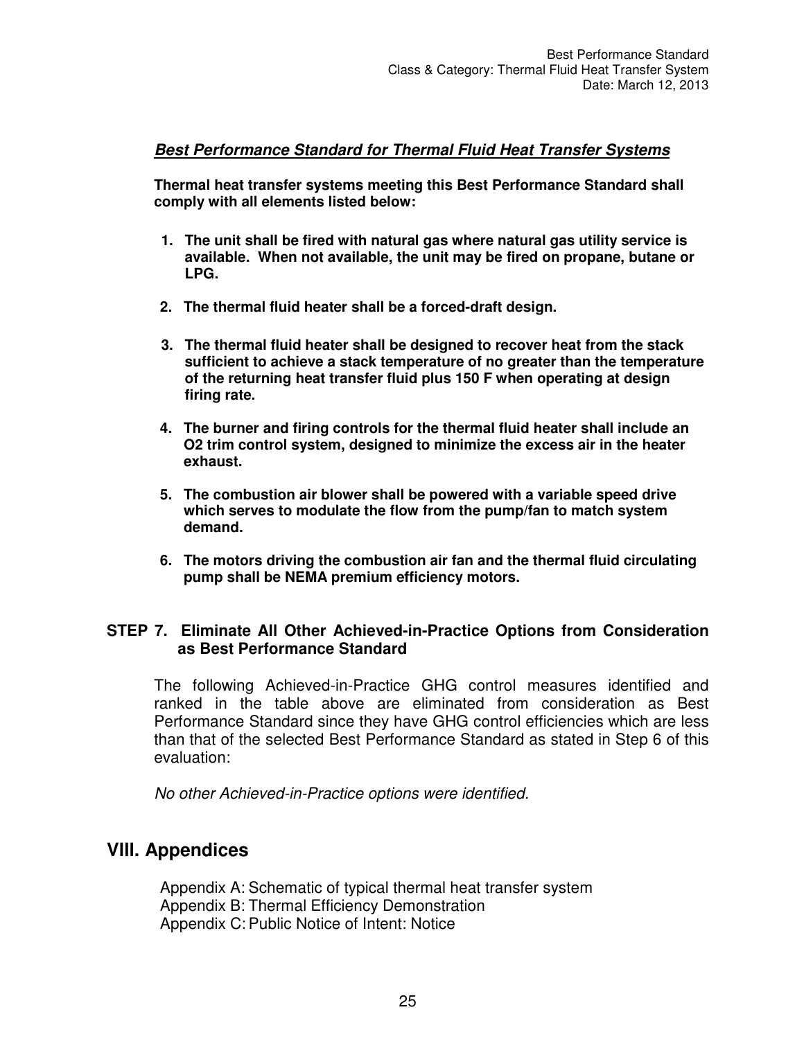## ***Best Performance Standard for Thermal Fluid Heat Transfer Systems***

**Thermal heat transfer systems meeting this Best Performance Standard shall comply with all elements listed below:**

1. **The unit shall be fired with natural gas where natural gas utility service is available. When not available, the unit may be fired on propane, butane or LPG.**

2. **The thermal fluid heater shall be a forced-draft design.**

3. **The thermal fluid heater shall be designed to recover heat from the stack sufficient to achieve a stack temperature of no greater than the temperature of the returning heat transfer fluid plus 150 F when operating at design firing rate.**

4. **The burner and firing controls for the thermal fluid heater shall include an O2 trim control system, designed to minimize the excess air in the heater exhaust.**

5. **The combustion air blower shall be powered with a variable speed drive which serves to modulate the flow from the pump/fan to match system demand.**

6. **The motors driving the combustion air fan and the thermal fluid circulating pump shall be NEMA premium efficiency motors.**

### STEP 7. Eliminate All Other Achieved-in-Practice Options from Consideration as Best Performance Standard

The following Achieved-in-Practice GHG control measures identified and ranked in the table above are eliminated from consideration as Best Performance Standard since they have GHG control efficiencies which are less than that of the selected Best Performance Standard as stated in Step 6 of this evaluation:

*No other Achieved-in-Practice options were identified.*

## VIII. Appendices

Appendix A: Schematic of typical thermal heat transfer system
Appendix B: Thermal Efficiency Demonstration
Appendix C: Public Notice of Intent: Notice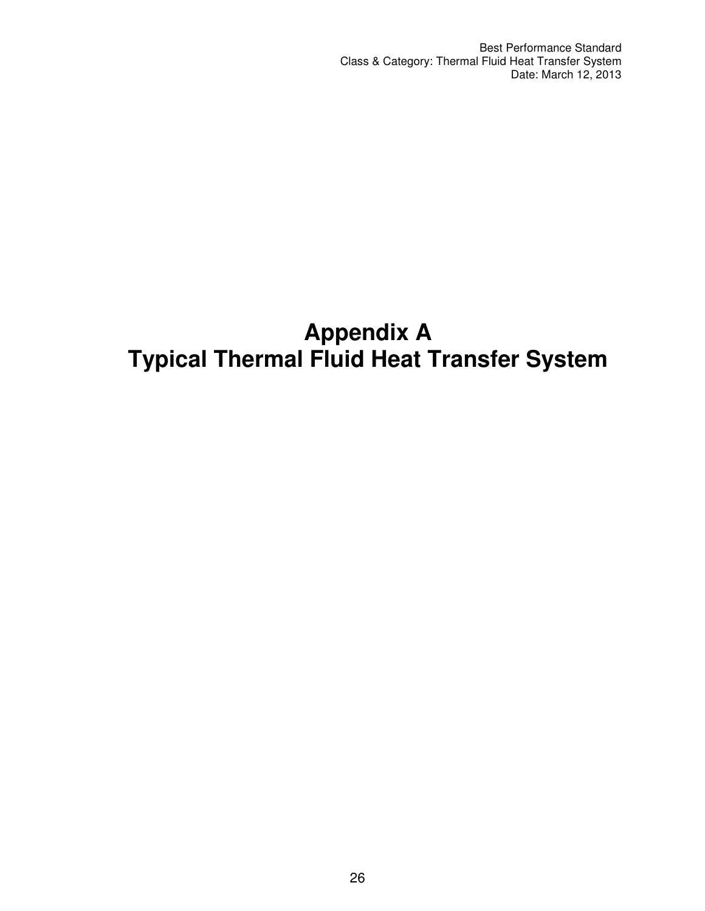# Appendix A
# Typical Thermal Fluid Heat Transfer System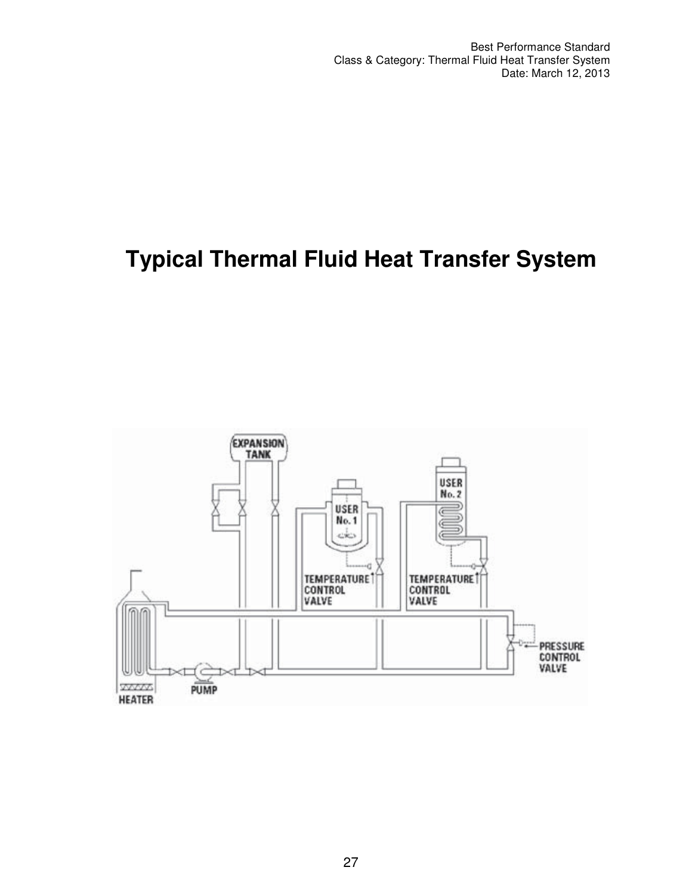# Typical Thermal Fluid Heat Transfer System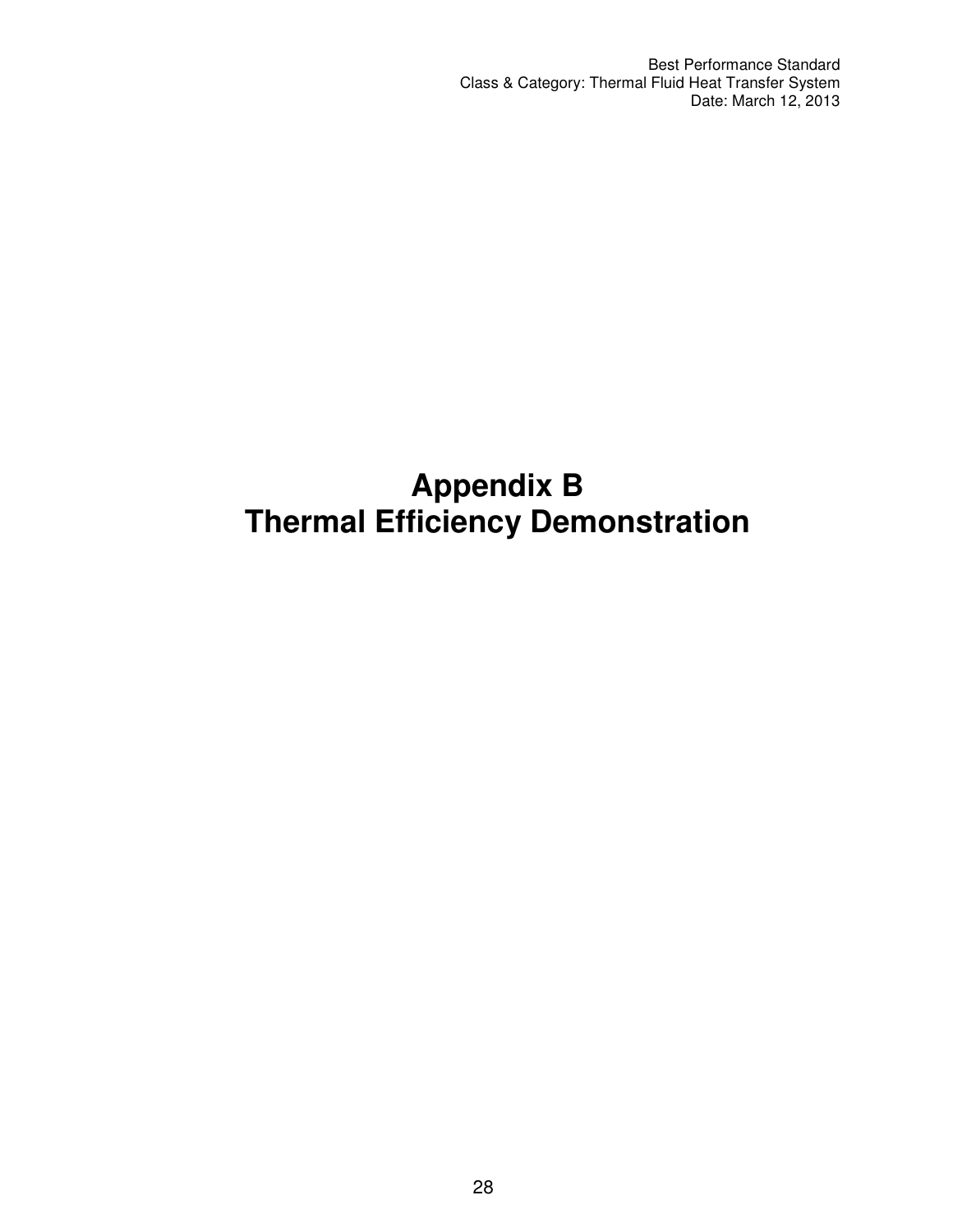# Appendix B
# Thermal Efficiency Demonstration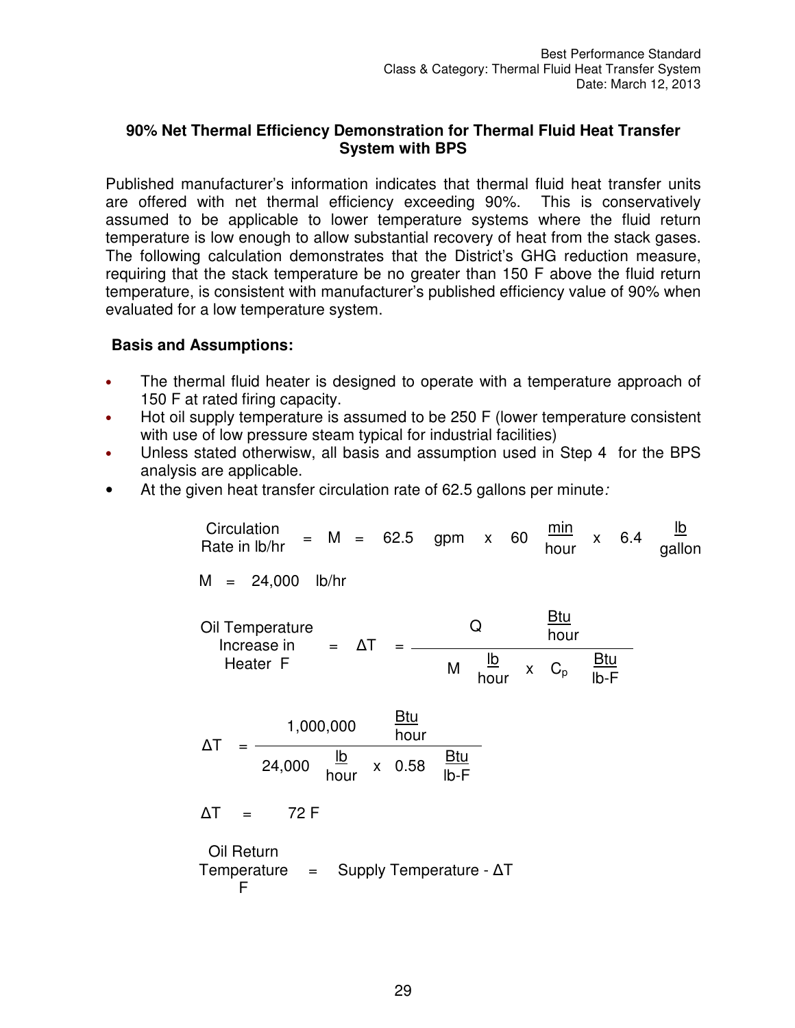**90% Net Thermal Efficiency Demonstration for Thermal Fluid Heat Transfer System with BPS**

Published manufacturer's information indicates that thermal fluid heat transfer units are offered with net thermal efficiency exceeding 90%. This is conservatively assumed to be applicable to lower temperature systems where the fluid return temperature is low enough to allow substantial recovery of heat from the stack gases. The following calculation demonstrates that the District's GHG reduction measure, requiring that the stack temperature be no greater than 150 F above the fluid return temperature, is consistent with manufacturer's published efficiency value of 90% when evaluated for a low temperature system.

**Basis and Assumptions:**

- The thermal fluid heater is designed to operate with a temperature approach of 150 F at rated firing capacity.
- Hot oil supply temperature is assumed to be 250 F (lower temperature consistent with use of low pressure steam typical for industrial facilities)
- Unless stated otherwisw, all basis and assumption used in Step 4 for the BPS analysis are applicable.
- At the given heat transfer circulation rate of 62.5 gallons per minute*:*

$$\text{Circulation Rate in lb/hr} = M = 62.5 \text{ gpm} \times 60 \frac{\text{min}}{\text{hour}} \times 6.4 \frac{\text{lb}}{\text{gallon}}$$

$$M = 24{,}000 \text{ lb/hr}$$

$$\text{Oil Temperature Increase in Heater F} = \Delta T = \frac{Q \ \frac{\text{Btu}}{\text{hour}}}{M \ \frac{\text{lb}}{\text{hour}} \times C_p \ \frac{\text{Btu}}{\text{lb-F}}}$$

$$\Delta T = \frac{1{,}000{,}000 \ \frac{\text{Btu}}{\text{hour}}}{24{,}000 \ \frac{\text{lb}}{\text{hour}} \times 0.58 \ \frac{\text{Btu}}{\text{lb-F}}}$$

$$\Delta T = 72 \text{ F}$$

$$\text{Oil Return Temperature F} = \text{Supply Temperature} - \Delta T$$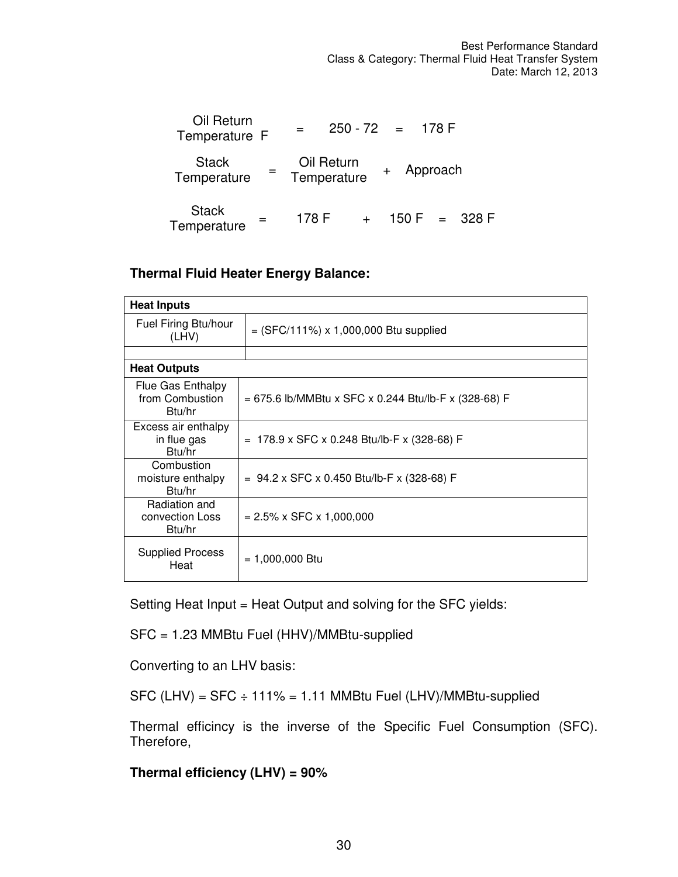Oil Return Temperature F = 250 - 72 = 178 F

Stack Temperature = Oil Return Temperature + Approach

Stack Temperature = 178 F + 150 F = 328 F

**Thermal Fluid Heater Energy Balance:**

| **Heat Inputs** | |
|---|---|
| Fuel Firing Btu/hour (LHV) | = (SFC/111%) x 1,000,000 Btu supplied |
| | |
| **Heat Outputs** | |
| Flue Gas Enthalpy from Combustion Btu/hr | = 675.6 lb/MMBtu x SFC x 0.244 Btu/lb-F x (328-68) F |
| Excess air enthalpy in flue gas Btu/hr | = 178.9 x SFC x 0.248 Btu/lb-F x (328-68) F |
| Combustion moisture enthalpy Btu/hr | = 94.2 x SFC x 0.450 Btu/lb-F x (328-68) F |
| Radiation and convection Loss Btu/hr | = 2.5% x SFC x 1,000,000 |
| Supplied Process Heat | = 1,000,000 Btu |

Setting Heat Input = Heat Output and solving for the SFC yields:

SFC = 1.23 MMBtu Fuel (HHV)/MMBtu-supplied

Converting to an LHV basis:

SFC (LHV) = SFC ÷ 111% = 1.11 MMBtu Fuel (LHV)/MMBtu-supplied

Thermal efficincy is the inverse of the Specific Fuel Consumption (SFC). Therefore,

**Thermal efficiency (LHV) = 90%**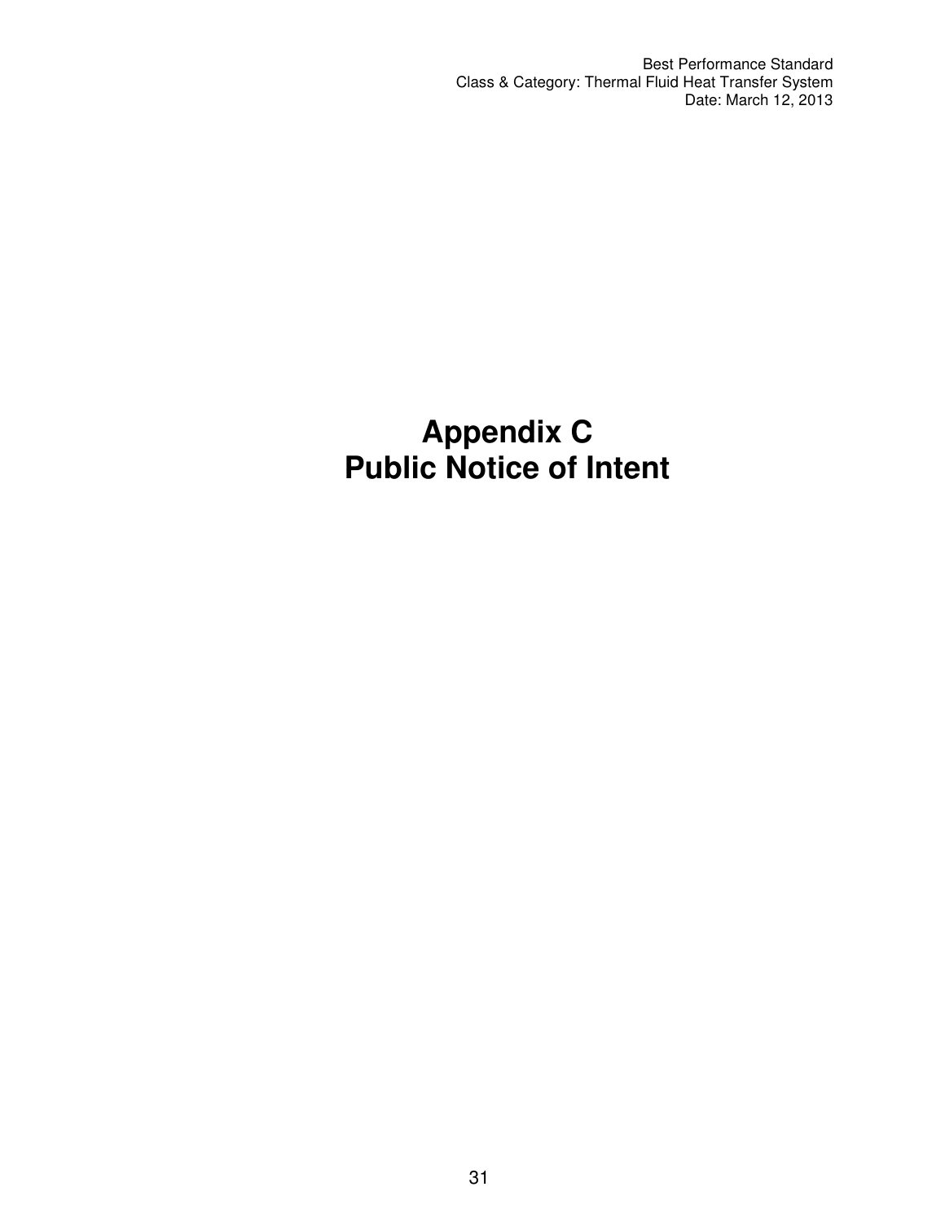# Appendix C
# Public Notice of Intent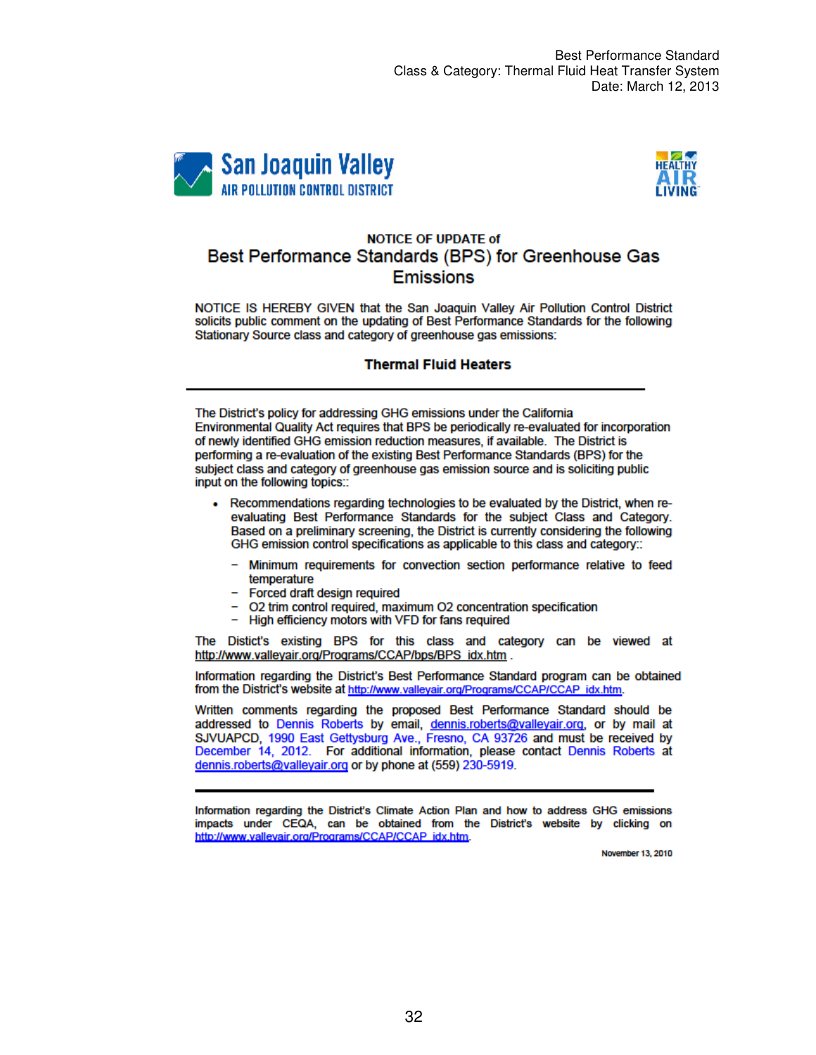San Joaquin Valley
AIR POLLUTION CONTROL DISTRICT

HEALTHY AIR LIVING

NOTICE OF UPDATE of

# Best Performance Standards (BPS) for Greenhouse Gas Emissions

NOTICE IS HEREBY GIVEN that the San Joaquin Valley Air Pollution Control District solicits public comment on the updating of Best Performance Standards for the following Stationary Source class and category of greenhouse gas emissions:

**Thermal Fluid Heaters**

---

The District's policy for addressing GHG emissions under the California Environmental Quality Act requires that BPS be periodically re-evaluated for incorporation of newly identified GHG emission reduction measures, if available. The District is performing a re-evaluation of the existing Best Performance Standards (BPS) for the subject class and category of greenhouse gas emission source and is soliciting public input on the following topics::

- Recommendations regarding technologies to be evaluated by the District, when re-evaluating Best Performance Standards for the subject Class and Category. Based on a preliminary screening, the District is currently considering the following GHG emission control specifications as applicable to this class and category::
  - Minimum requirements for convection section performance relative to feed temperature
  - Forced draft design required
  - O2 trim control required, maximum O2 concentration specification
  - High efficiency motors with VFD for fans required

The Distict's existing BPS for this class and category can be viewed at http://www.valleyair.org/Programs/CCAP/bps/BPS_idx.htm .

Information regarding the District's Best Performance Standard program can be obtained from the District's website at http://www.valleyair.org/Programs/CCAP/CCAP_idx.htm.

Written comments regarding the proposed Best Performance Standard should be addressed to Dennis Roberts by email, dennis.roberts@valleyair.org, or by mail at SJVUAPCD, 1990 East Gettysburg Ave., Fresno, CA 93726 and must be received by December 14, 2012. For additional information, please contact Dennis Roberts at dennis.roberts@valleyair.org or by phone at (559) 230-5919.

---

Information regarding the District's Climate Action Plan and how to address GHG emissions impacts under CEQA, can be obtained from the District's website by clicking on http://www.valleyair.org/Programs/CCAP/CCAP_idx.htm.

November 13, 2010